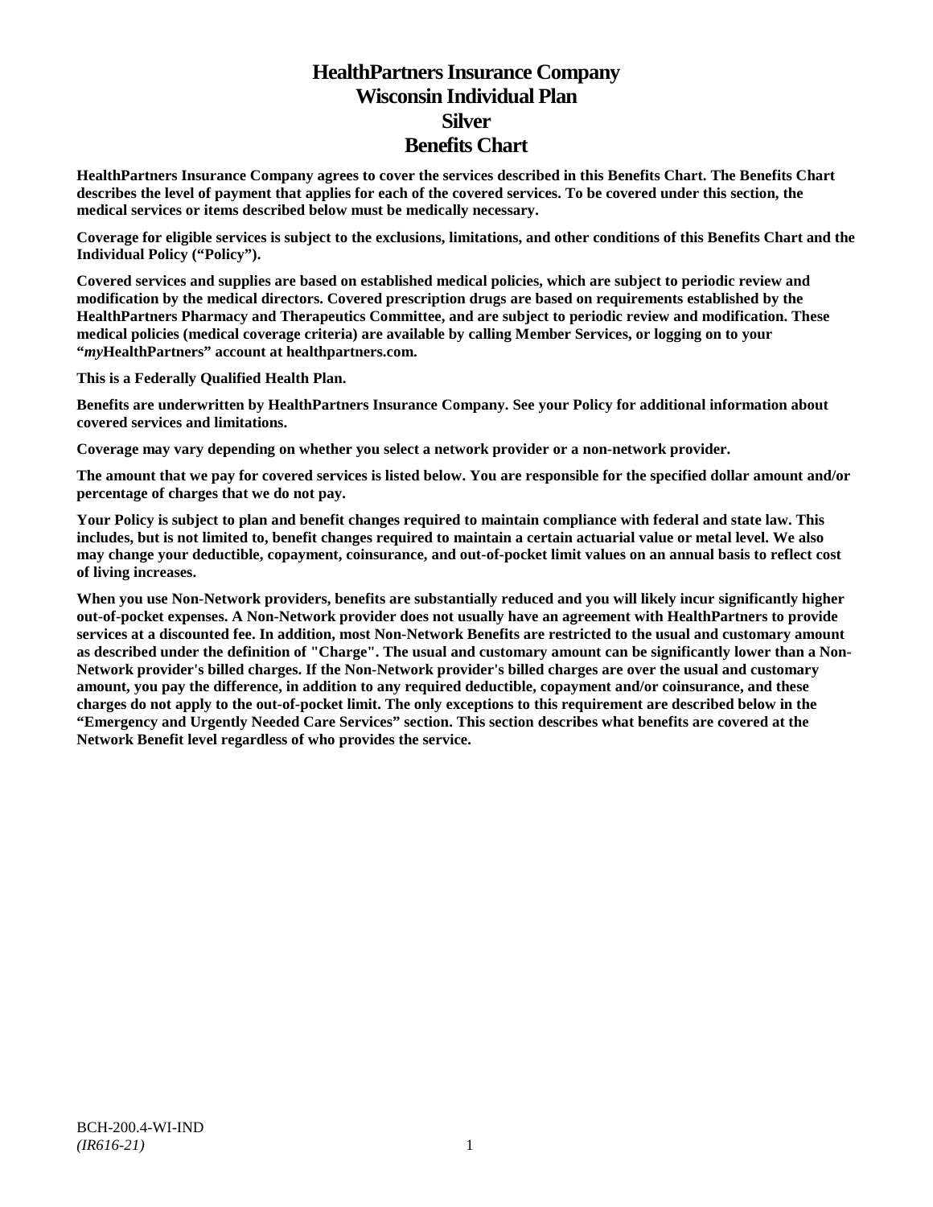# HealthPartners Insurance Company
# Wisconsin Individual Plan
# Silver
# Benefits Chart

**HealthPartners Insurance Company agrees to cover the services described in this Benefits Chart. The Benefits Chart describes the level of payment that applies for each of the covered services. To be covered under this section, the medical services or items described below must be medically necessary.**

**Coverage for eligible services is subject to the exclusions, limitations, and other conditions of this Benefits Chart and the Individual Policy ("Policy").**

**Covered services and supplies are based on established medical policies, which are subject to periodic review and modification by the medical directors. Covered prescription drugs are based on requirements established by the HealthPartners Pharmacy and Therapeutics Committee, and are subject to periodic review and modification. These medical policies (medical coverage criteria) are available by calling Member Services, or logging on to your "*my*HealthPartners" account at healthpartners.com.**

**This is a Federally Qualified Health Plan.**

**Benefits are underwritten by HealthPartners Insurance Company. See your Policy for additional information about covered services and limitations.**

**Coverage may vary depending on whether you select a network provider or a non-network provider.**

**The amount that we pay for covered services is listed below. You are responsible for the specified dollar amount and/or percentage of charges that we do not pay.**

**Your Policy is subject to plan and benefit changes required to maintain compliance with federal and state law. This includes, but is not limited to, benefit changes required to maintain a certain actuarial value or metal level. We also may change your deductible, copayment, coinsurance, and out-of-pocket limit values on an annual basis to reflect cost of living increases.**

**When you use Non-Network providers, benefits are substantially reduced and you will likely incur significantly higher out-of-pocket expenses. A Non-Network provider does not usually have an agreement with HealthPartners to provide services at a discounted fee. In addition, most Non-Network Benefits are restricted to the usual and customary amount as described under the definition of "Charge". The usual and customary amount can be significantly lower than a Non-Network provider's billed charges. If the Non-Network provider's billed charges are over the usual and customary amount, you pay the difference, in addition to any required deductible, copayment and/or coinsurance, and these charges do not apply to the out-of-pocket limit. The only exceptions to this requirement are described below in the "Emergency and Urgently Needed Care Services" section. This section describes what benefits are covered at the Network Benefit level regardless of who provides the service.**

BCH-200.4-WI-IND
*(IR616-21)*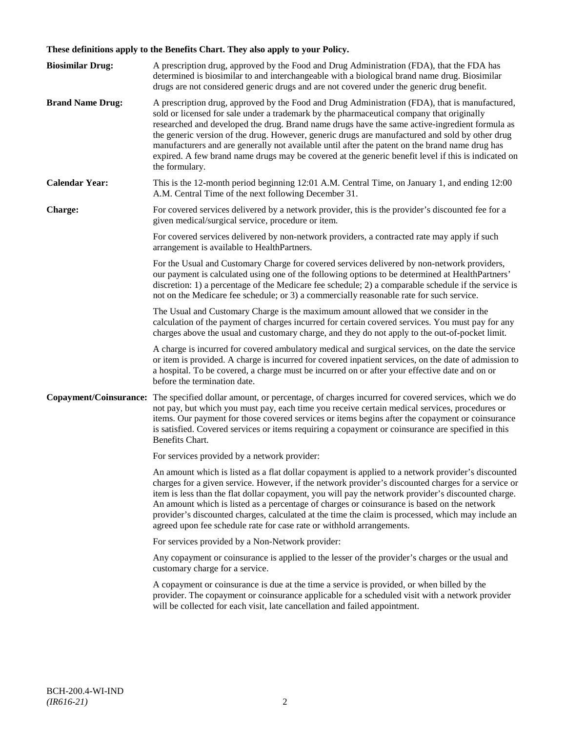**These definitions apply to the Benefits Chart. They also apply to your Policy.**

**Biosimilar Drug:** A prescription drug, approved by the Food and Drug Administration (FDA), that the FDA has determined is biosimilar to and interchangeable with a biological brand name drug. Biosimilar drugs are not considered generic drugs and are not covered under the generic drug benefit.

**Brand Name Drug:** A prescription drug, approved by the Food and Drug Administration (FDA), that is manufactured, sold or licensed for sale under a trademark by the pharmaceutical company that originally researched and developed the drug. Brand name drugs have the same active-ingredient formula as the generic version of the drug. However, generic drugs are manufactured and sold by other drug manufacturers and are generally not available until after the patent on the brand name drug has expired. A few brand name drugs may be covered at the generic benefit level if this is indicated on the formulary.

**Calendar Year:** This is the 12-month period beginning 12:01 A.M. Central Time, on January 1, and ending 12:00 A.M. Central Time of the next following December 31.

**Charge:** For covered services delivered by a network provider, this is the provider's discounted fee for a given medical/surgical service, procedure or item.

For covered services delivered by non-network providers, a contracted rate may apply if such arrangement is available to HealthPartners.

For the Usual and Customary Charge for covered services delivered by non-network providers, our payment is calculated using one of the following options to be determined at HealthPartners' discretion: 1) a percentage of the Medicare fee schedule; 2) a comparable schedule if the service is not on the Medicare fee schedule; or 3) a commercially reasonable rate for such service.

The Usual and Customary Charge is the maximum amount allowed that we consider in the calculation of the payment of charges incurred for certain covered services. You must pay for any charges above the usual and customary charge, and they do not apply to the out-of-pocket limit.

A charge is incurred for covered ambulatory medical and surgical services, on the date the service or item is provided. A charge is incurred for covered inpatient services, on the date of admission to a hospital. To be covered, a charge must be incurred on or after your effective date and on or before the termination date.

**Copayment/Coinsurance:** The specified dollar amount, or percentage, of charges incurred for covered services, which we do not pay, but which you must pay, each time you receive certain medical services, procedures or items. Our payment for those covered services or items begins after the copayment or coinsurance is satisfied. Covered services or items requiring a copayment or coinsurance are specified in this Benefits Chart.

For services provided by a network provider:

An amount which is listed as a flat dollar copayment is applied to a network provider's discounted charges for a given service. However, if the network provider's discounted charges for a service or item is less than the flat dollar copayment, you will pay the network provider's discounted charge. An amount which is listed as a percentage of charges or coinsurance is based on the network provider's discounted charges, calculated at the time the claim is processed, which may include an agreed upon fee schedule rate for case rate or withhold arrangements.

For services provided by a Non-Network provider:

Any copayment or coinsurance is applied to the lesser of the provider's charges or the usual and customary charge for a service.

A copayment or coinsurance is due at the time a service is provided, or when billed by the provider. The copayment or coinsurance applicable for a scheduled visit with a network provider will be collected for each visit, late cancellation and failed appointment.

BCH-200.4-WI-IND
*(IR616-21)*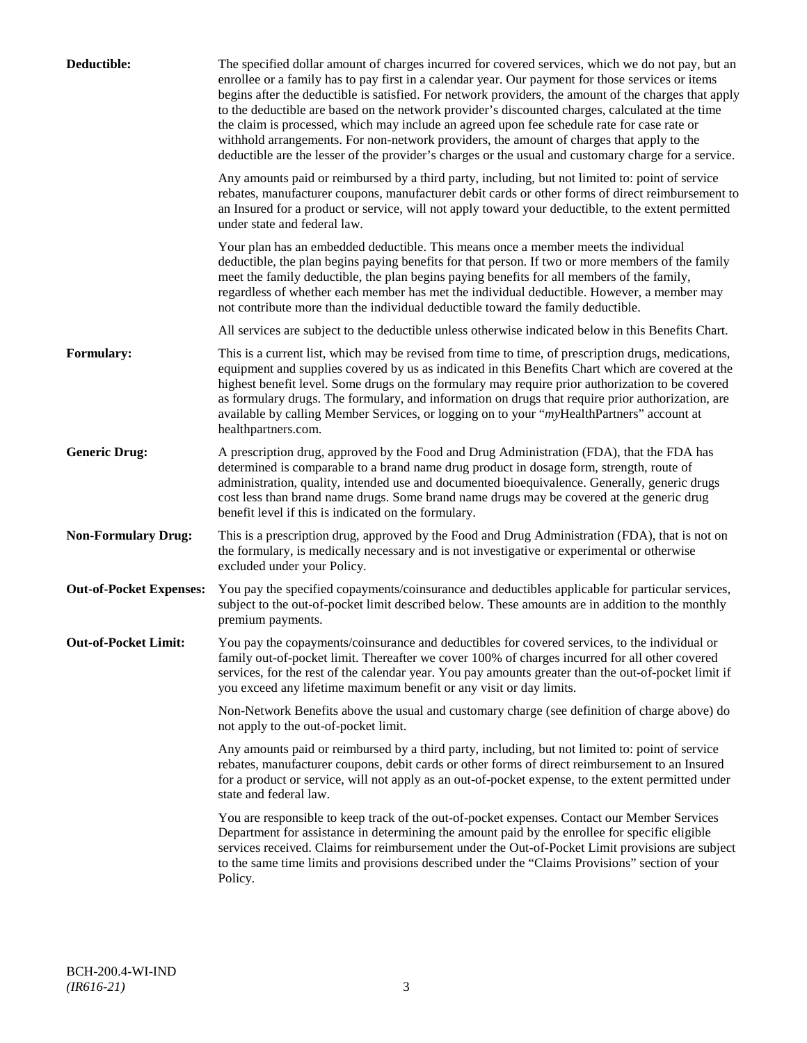**Deductible:** The specified dollar amount of charges incurred for covered services, which we do not pay, but an enrollee or a family has to pay first in a calendar year. Our payment for those services or items begins after the deductible is satisfied. For network providers, the amount of the charges that apply to the deductible are based on the network provider's discounted charges, calculated at the time the claim is processed, which may include an agreed upon fee schedule rate for case rate or withhold arrangements. For non-network providers, the amount of charges that apply to the deductible are the lesser of the provider's charges or the usual and customary charge for a service.

Any amounts paid or reimbursed by a third party, including, but not limited to: point of service rebates, manufacturer coupons, manufacturer debit cards or other forms of direct reimbursement to an Insured for a product or service, will not apply toward your deductible, to the extent permitted under state and federal law.

Your plan has an embedded deductible. This means once a member meets the individual deductible, the plan begins paying benefits for that person. If two or more members of the family meet the family deductible, the plan begins paying benefits for all members of the family, regardless of whether each member has met the individual deductible. However, a member may not contribute more than the individual deductible toward the family deductible.

All services are subject to the deductible unless otherwise indicated below in this Benefits Chart.

**Formulary:** This is a current list, which may be revised from time to time, of prescription drugs, medications, equipment and supplies covered by us as indicated in this Benefits Chart which are covered at the highest benefit level. Some drugs on the formulary may require prior authorization to be covered as formulary drugs. The formulary, and information on drugs that require prior authorization, are available by calling Member Services, or logging on to your "*my*HealthPartners" account at healthpartners.com.

**Generic Drug:** A prescription drug, approved by the Food and Drug Administration (FDA), that the FDA has determined is comparable to a brand name drug product in dosage form, strength, route of administration, quality, intended use and documented bioequivalence. Generally, generic drugs cost less than brand name drugs. Some brand name drugs may be covered at the generic drug benefit level if this is indicated on the formulary.

**Non-Formulary Drug:** This is a prescription drug, approved by the Food and Drug Administration (FDA), that is not on the formulary, is medically necessary and is not investigative or experimental or otherwise excluded under your Policy.

**Out-of-Pocket Expenses:** You pay the specified copayments/coinsurance and deductibles applicable for particular services, subject to the out-of-pocket limit described below. These amounts are in addition to the monthly premium payments.

**Out-of-Pocket Limit:** You pay the copayments/coinsurance and deductibles for covered services, to the individual or family out-of-pocket limit. Thereafter we cover 100% of charges incurred for all other covered services, for the rest of the calendar year. You pay amounts greater than the out-of-pocket limit if you exceed any lifetime maximum benefit or any visit or day limits.

Non-Network Benefits above the usual and customary charge (see definition of charge above) do not apply to the out-of-pocket limit.

Any amounts paid or reimbursed by a third party, including, but not limited to: point of service rebates, manufacturer coupons, debit cards or other forms of direct reimbursement to an Insured for a product or service, will not apply as an out-of-pocket expense, to the extent permitted under state and federal law.

You are responsible to keep track of the out-of-pocket expenses. Contact our Member Services Department for assistance in determining the amount paid by the enrollee for specific eligible services received. Claims for reimbursement under the Out-of-Pocket Limit provisions are subject to the same time limits and provisions described under the "Claims Provisions" section of your Policy.

BCH-200.4-WI-IND
*(IR616-21)*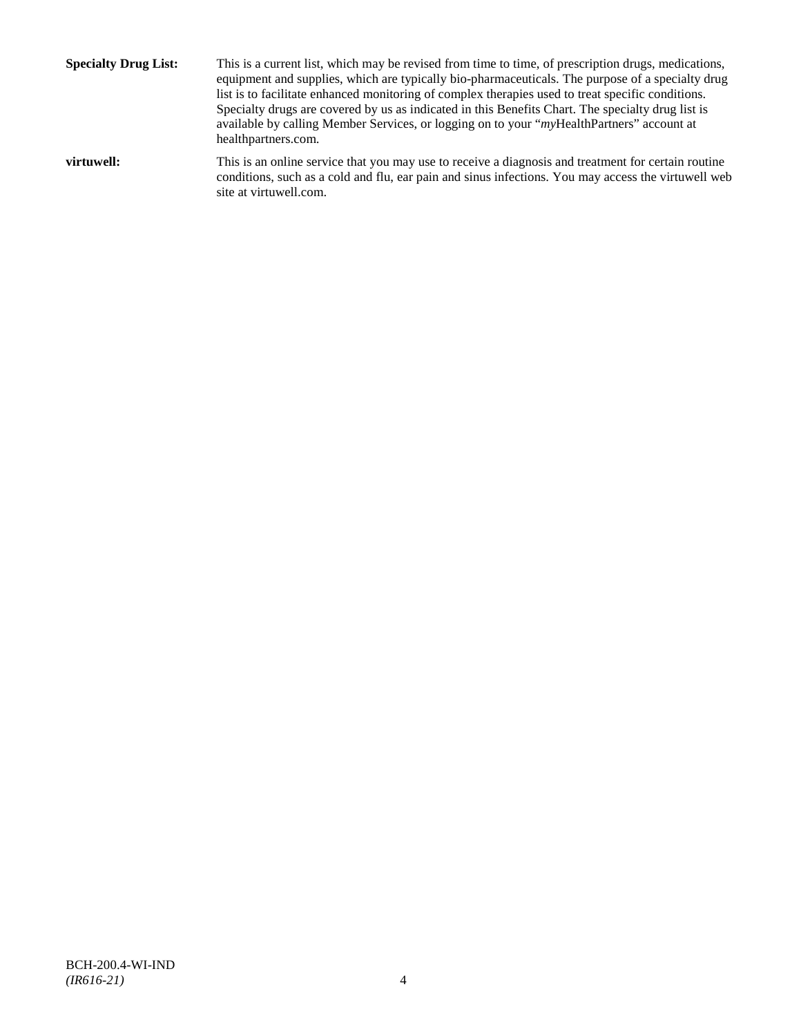**Specialty Drug List:** This is a current list, which may be revised from time to time, of prescription drugs, medications, equipment and supplies, which are typically bio-pharmaceuticals. The purpose of a specialty drug list is to facilitate enhanced monitoring of complex therapies used to treat specific conditions. Specialty drugs are covered by us as indicated in this Benefits Chart. The specialty drug list is available by calling Member Services, or logging on to your "*my*HealthPartners" account at healthpartners.com.

**virtuwell:** This is an online service that you may use to receive a diagnosis and treatment for certain routine conditions, such as a cold and flu, ear pain and sinus infections. You may access the virtuwell web site at virtuwell.com.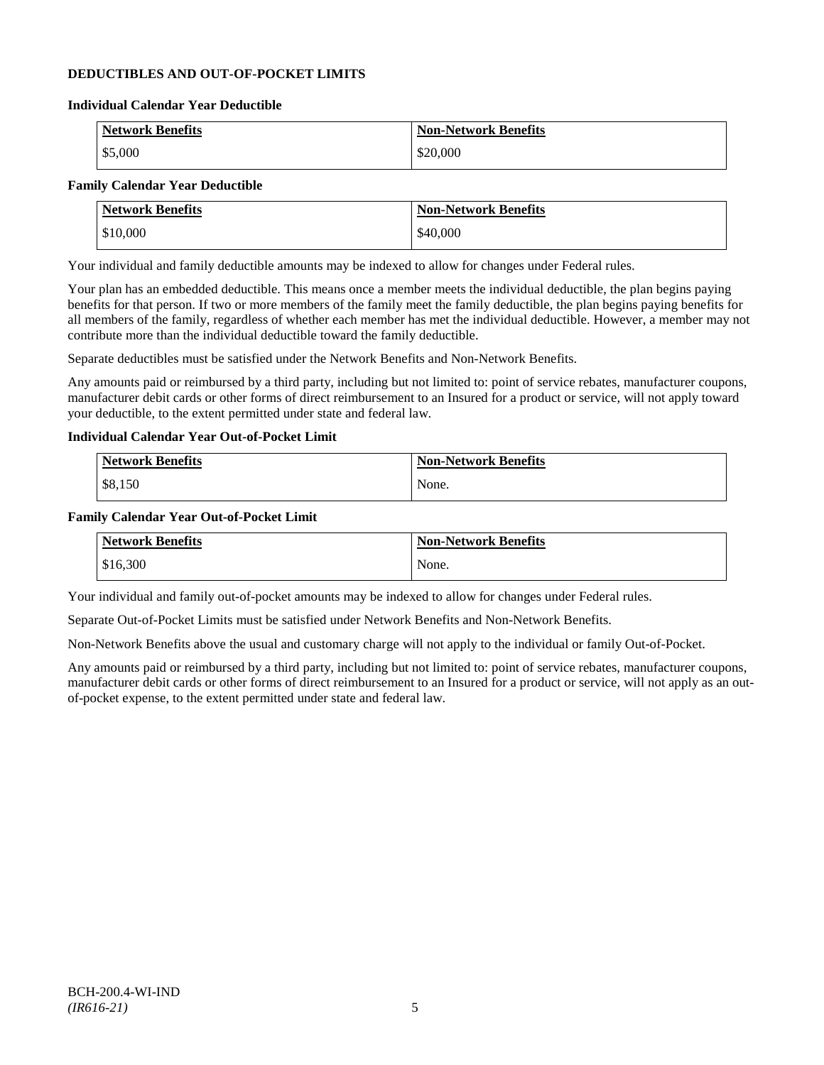## DEDUCTIBLES AND OUT-OF-POCKET LIMITS

### Individual Calendar Year Deductible

| Network Benefits | Non-Network Benefits |
| --- | --- |
| $5,000 | $20,000 |

### Family Calendar Year Deductible

| Network Benefits | Non-Network Benefits |
| --- | --- |
| $10,000 | $40,000 |

Your individual and family deductible amounts may be indexed to allow for changes under Federal rules.

Your plan has an embedded deductible. This means once a member meets the individual deductible, the plan begins paying benefits for that person. If two or more members of the family meet the family deductible, the plan begins paying benefits for all members of the family, regardless of whether each member has met the individual deductible. However, a member may not contribute more than the individual deductible toward the family deductible.

Separate deductibles must be satisfied under the Network Benefits and Non-Network Benefits.

Any amounts paid or reimbursed by a third party, including but not limited to: point of service rebates, manufacturer coupons, manufacturer debit cards or other forms of direct reimbursement to an Insured for a product or service, will not apply toward your deductible, to the extent permitted under state and federal law.

### Individual Calendar Year Out-of-Pocket Limit

| Network Benefits | Non-Network Benefits |
| --- | --- |
| $8,150 | None. |

### Family Calendar Year Out-of-Pocket Limit

| Network Benefits | Non-Network Benefits |
| --- | --- |
| $16,300 | None. |

Your individual and family out-of-pocket amounts may be indexed to allow for changes under Federal rules.

Separate Out-of-Pocket Limits must be satisfied under Network Benefits and Non-Network Benefits.

Non-Network Benefits above the usual and customary charge will not apply to the individual or family Out-of-Pocket.

Any amounts paid or reimbursed by a third party, including but not limited to: point of service rebates, manufacturer coupons, manufacturer debit cards or other forms of direct reimbursement to an Insured for a product or service, will not apply as an out-of-pocket expense, to the extent permitted under state and federal law.

BCH-200.4-WI-IND
*(IR616-21)*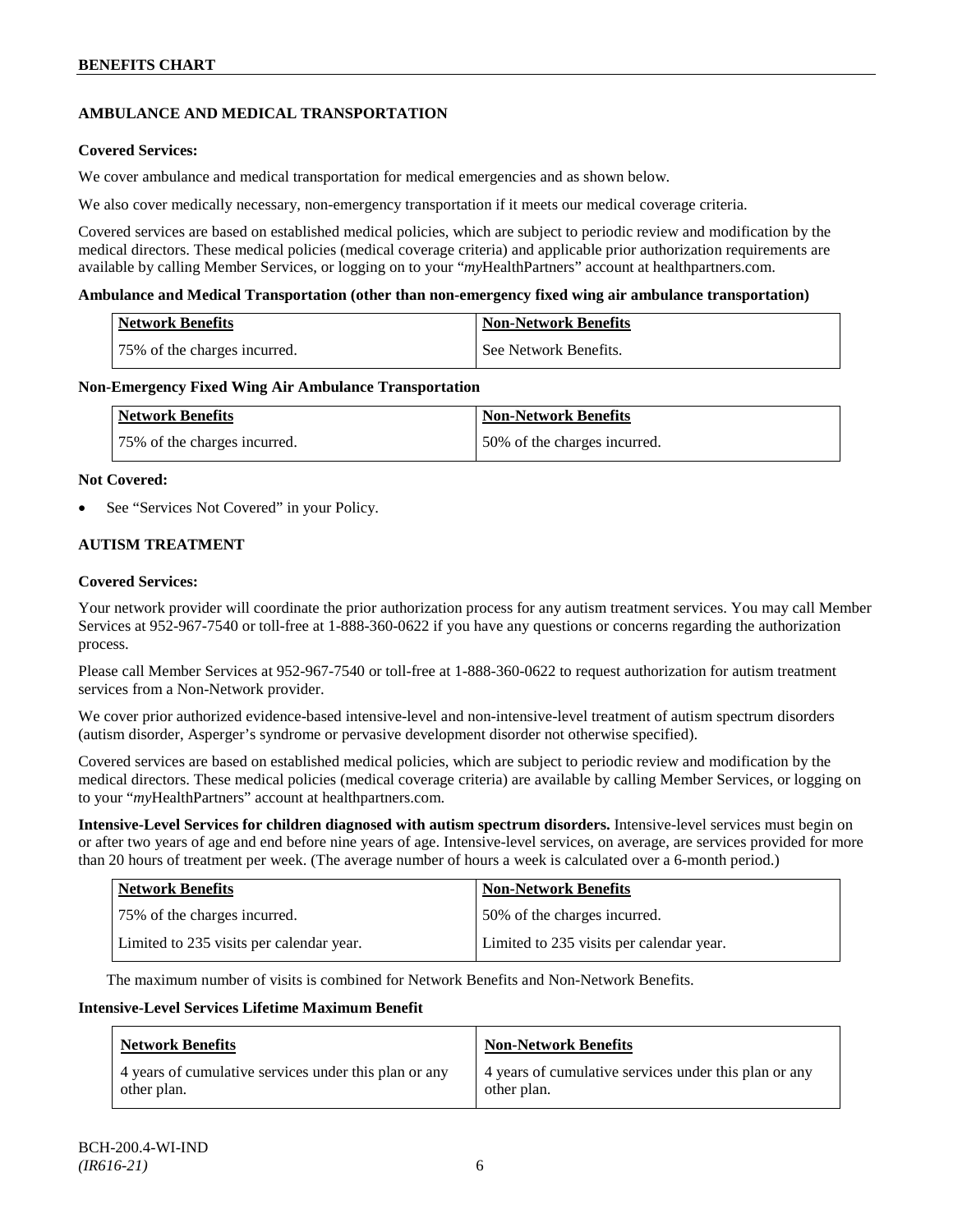## AMBULANCE AND MEDICAL TRANSPORTATION

**Covered Services:**

We cover ambulance and medical transportation for medical emergencies and as shown below.

We also cover medically necessary, non-emergency transportation if it meets our medical coverage criteria.

Covered services are based on established medical policies, which are subject to periodic review and modification by the medical directors. These medical policies (medical coverage criteria) and applicable prior authorization requirements are available by calling Member Services, or logging on to your "*my*HealthPartners" account at healthpartners.com.

**Ambulance and Medical Transportation (other than non-emergency fixed wing air ambulance transportation)**

| Network Benefits | Non-Network Benefits |
|---|---|
| 75% of the charges incurred. | See Network Benefits. |

**Non-Emergency Fixed Wing Air Ambulance Transportation**

| Network Benefits | Non-Network Benefits |
|---|---|
| 75% of the charges incurred. | 50% of the charges incurred. |

**Not Covered:**

- See "Services Not Covered" in your Policy.

## AUTISM TREATMENT

**Covered Services:**

Your network provider will coordinate the prior authorization process for any autism treatment services. You may call Member Services at 952-967-7540 or toll-free at 1-888-360-0622 if you have any questions or concerns regarding the authorization process.

Please call Member Services at 952-967-7540 or toll-free at 1-888-360-0622 to request authorization for autism treatment services from a Non-Network provider.

We cover prior authorized evidence-based intensive-level and non-intensive-level treatment of autism spectrum disorders (autism disorder, Asperger's syndrome or pervasive development disorder not otherwise specified).

Covered services are based on established medical policies, which are subject to periodic review and modification by the medical directors. These medical policies (medical coverage criteria) are available by calling Member Services, or logging on to your "*my*HealthPartners" account at healthpartners.com.

**Intensive-Level Services for children diagnosed with autism spectrum disorders.** Intensive-level services must begin on or after two years of age and end before nine years of age. Intensive-level services, on average, are services provided for more than 20 hours of treatment per week. (The average number of hours a week is calculated over a 6-month period.)

| Network Benefits | Non-Network Benefits |
|---|---|
| 75% of the charges incurred. | 50% of the charges incurred. |
| Limited to 235 visits per calendar year. | Limited to 235 visits per calendar year. |

The maximum number of visits is combined for Network Benefits and Non-Network Benefits.

**Intensive-Level Services Lifetime Maximum Benefit**

| Network Benefits | Non-Network Benefits |
|---|---|
| 4 years of cumulative services under this plan or any other plan. | 4 years of cumulative services under this plan or any other plan. |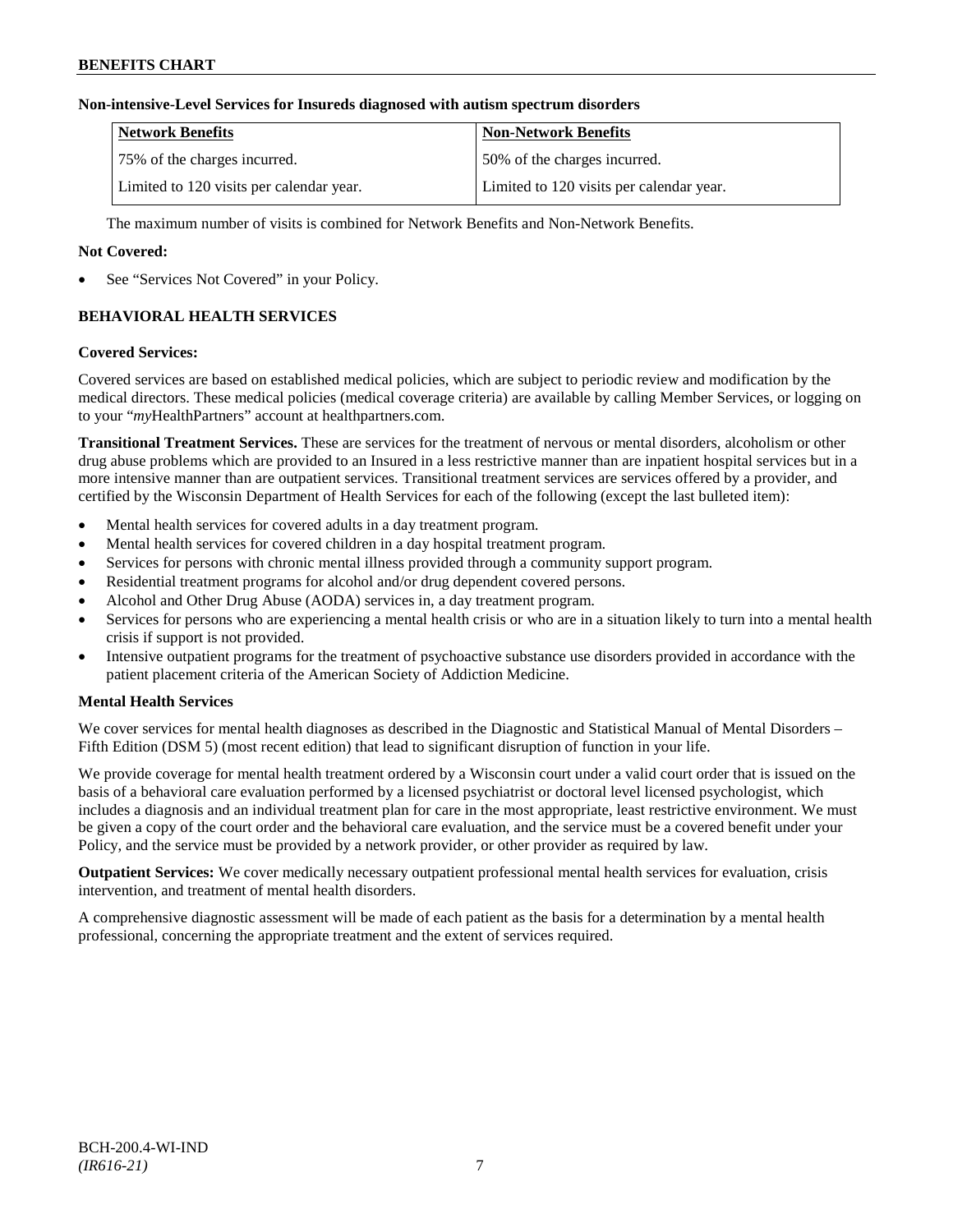**Non-intensive-Level Services for Insureds diagnosed with autism spectrum disorders**

| Network Benefits | Non-Network Benefits |
|---|---|
| 75% of the charges incurred. | 50% of the charges incurred. |
| Limited to 120 visits per calendar year. | Limited to 120 visits per calendar year. |

The maximum number of visits is combined for Network Benefits and Non-Network Benefits.

**Not Covered:**

- See "Services Not Covered" in your Policy.

## BEHAVIORAL HEALTH SERVICES

**Covered Services:**

Covered services are based on established medical policies, which are subject to periodic review and modification by the medical directors. These medical policies (medical coverage criteria) are available by calling Member Services, or logging on to your "*my*HealthPartners" account at healthpartners.com.

**Transitional Treatment Services.** These are services for the treatment of nervous or mental disorders, alcoholism or other drug abuse problems which are provided to an Insured in a less restrictive manner than are inpatient hospital services but in a more intensive manner than are outpatient services. Transitional treatment services are services offered by a provider, and certified by the Wisconsin Department of Health Services for each of the following (except the last bulleted item):

- Mental health services for covered adults in a day treatment program.
- Mental health services for covered children in a day hospital treatment program.
- Services for persons with chronic mental illness provided through a community support program.
- Residential treatment programs for alcohol and/or drug dependent covered persons.
- Alcohol and Other Drug Abuse (AODA) services in, a day treatment program.
- Services for persons who are experiencing a mental health crisis or who are in a situation likely to turn into a mental health crisis if support is not provided.
- Intensive outpatient programs for the treatment of psychoactive substance use disorders provided in accordance with the patient placement criteria of the American Society of Addiction Medicine.

**Mental Health Services**

We cover services for mental health diagnoses as described in the Diagnostic and Statistical Manual of Mental Disorders – Fifth Edition (DSM 5) (most recent edition) that lead to significant disruption of function in your life.

We provide coverage for mental health treatment ordered by a Wisconsin court under a valid court order that is issued on the basis of a behavioral care evaluation performed by a licensed psychiatrist or doctoral level licensed psychologist, which includes a diagnosis and an individual treatment plan for care in the most appropriate, least restrictive environment. We must be given a copy of the court order and the behavioral care evaluation, and the service must be a covered benefit under your Policy, and the service must be provided by a network provider, or other provider as required by law.

**Outpatient Services:** We cover medically necessary outpatient professional mental health services for evaluation, crisis intervention, and treatment of mental health disorders.

A comprehensive diagnostic assessment will be made of each patient as the basis for a determination by a mental health professional, concerning the appropriate treatment and the extent of services required.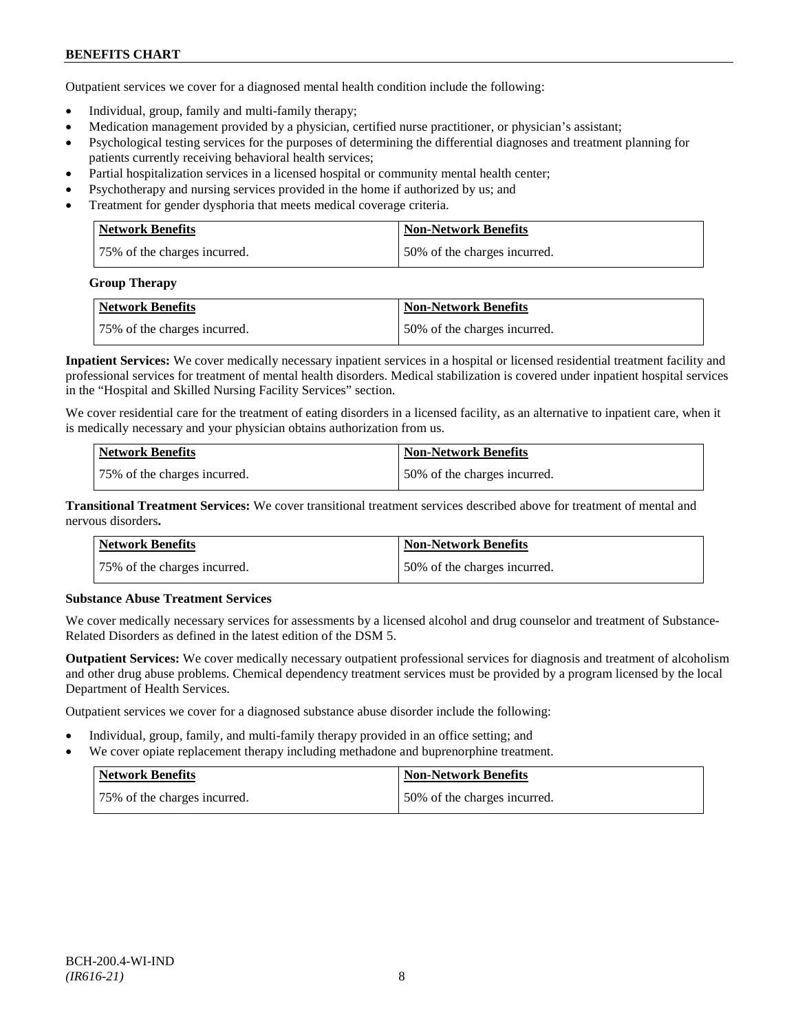Outpatient services we cover for a diagnosed mental health condition include the following:

- Individual, group, family and multi-family therapy;
- Medication management provided by a physician, certified nurse practitioner, or physician's assistant;
- Psychological testing services for the purposes of determining the differential diagnoses and treatment planning for patients currently receiving behavioral health services;
- Partial hospitalization services in a licensed hospital or community mental health center;
- Psychotherapy and nursing services provided in the home if authorized by us; and
- Treatment for gender dysphoria that meets medical coverage criteria.

| Network Benefits | Non-Network Benefits |
| --- | --- |
| 75% of the charges incurred. | 50% of the charges incurred. |

**Group Therapy**

| Network Benefits | Non-Network Benefits |
| --- | --- |
| 75% of the charges incurred. | 50% of the charges incurred. |

**Inpatient Services:** We cover medically necessary inpatient services in a hospital or licensed residential treatment facility and professional services for treatment of mental health disorders. Medical stabilization is covered under inpatient hospital services in the "Hospital and Skilled Nursing Facility Services" section.

We cover residential care for the treatment of eating disorders in a licensed facility, as an alternative to inpatient care, when it is medically necessary and your physician obtains authorization from us.

| Network Benefits | Non-Network Benefits |
| --- | --- |
| 75% of the charges incurred. | 50% of the charges incurred. |

**Transitional Treatment Services:** We cover transitional treatment services described above for treatment of mental and nervous disorders**.**

| Network Benefits | Non-Network Benefits |
| --- | --- |
| 75% of the charges incurred. | 50% of the charges incurred. |

**Substance Abuse Treatment Services**

We cover medically necessary services for assessments by a licensed alcohol and drug counselor and treatment of Substance-Related Disorders as defined in the latest edition of the DSM 5.

**Outpatient Services:** We cover medically necessary outpatient professional services for diagnosis and treatment of alcoholism and other drug abuse problems. Chemical dependency treatment services must be provided by a program licensed by the local Department of Health Services.

Outpatient services we cover for a diagnosed substance abuse disorder include the following:

- Individual, group, family, and multi-family therapy provided in an office setting; and
- We cover opiate replacement therapy including methadone and buprenorphine treatment.

| Network Benefits | Non-Network Benefits |
| --- | --- |
| 75% of the charges incurred. | 50% of the charges incurred. |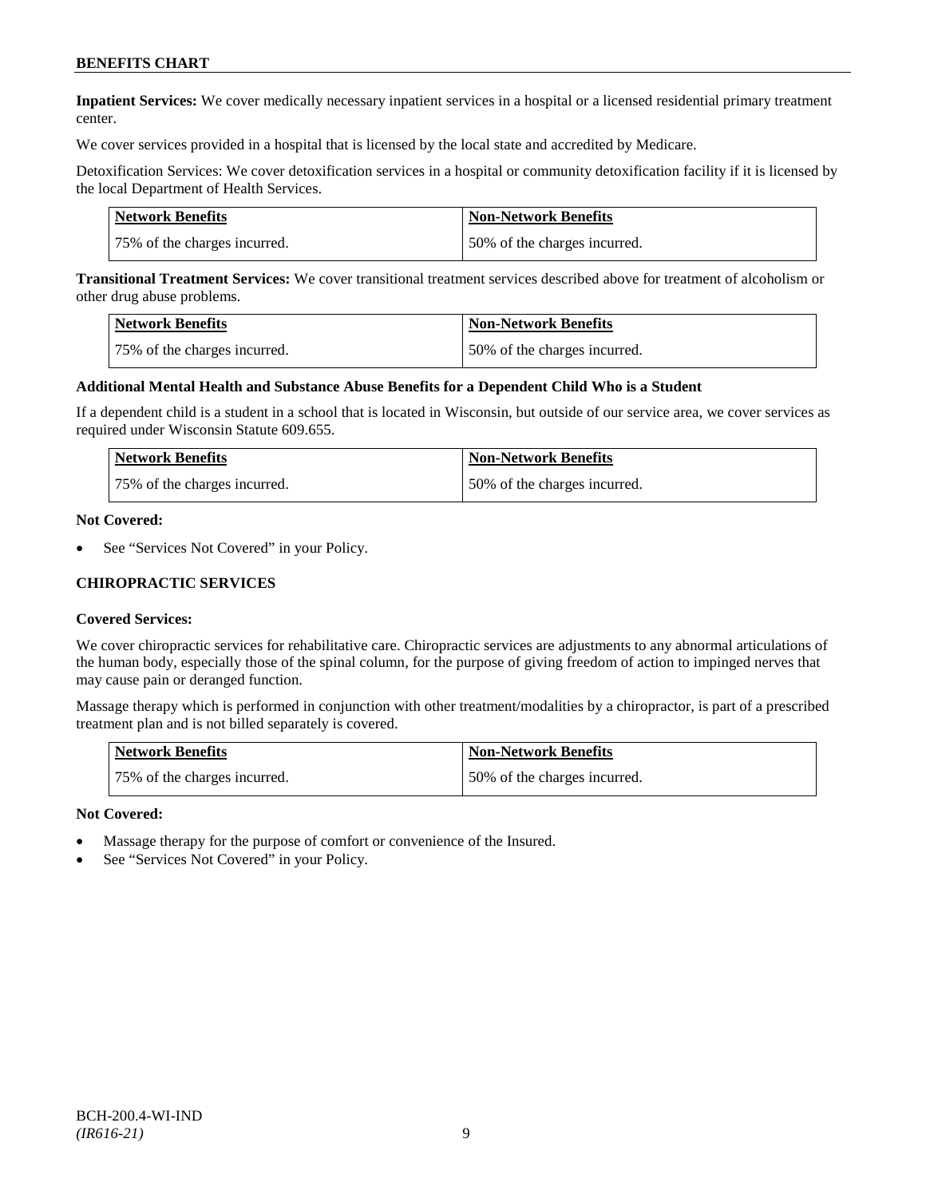**Inpatient Services:** We cover medically necessary inpatient services in a hospital or a licensed residential primary treatment center.

We cover services provided in a hospital that is licensed by the local state and accredited by Medicare.

Detoxification Services: We cover detoxification services in a hospital or community detoxification facility if it is licensed by the local Department of Health Services.

| Network Benefits | Non-Network Benefits |
|---|---|
| 75% of the charges incurred. | 50% of the charges incurred. |

**Transitional Treatment Services:** We cover transitional treatment services described above for treatment of alcoholism or other drug abuse problems.

| Network Benefits | Non-Network Benefits |
|---|---|
| 75% of the charges incurred. | 50% of the charges incurred. |

**Additional Mental Health and Substance Abuse Benefits for a Dependent Child Who is a Student**

If a dependent child is a student in a school that is located in Wisconsin, but outside of our service area, we cover services as required under Wisconsin Statute 609.655.

| Network Benefits | Non-Network Benefits |
|---|---|
| 75% of the charges incurred. | 50% of the charges incurred. |

**Not Covered:**

- See "Services Not Covered" in your Policy.

## CHIROPRACTIC SERVICES

**Covered Services:**

We cover chiropractic services for rehabilitative care. Chiropractic services are adjustments to any abnormal articulations of the human body, especially those of the spinal column, for the purpose of giving freedom of action to impinged nerves that may cause pain or deranged function.

Massage therapy which is performed in conjunction with other treatment/modalities by a chiropractor, is part of a prescribed treatment plan and is not billed separately is covered.

| Network Benefits | Non-Network Benefits |
|---|---|
| 75% of the charges incurred. | 50% of the charges incurred. |

**Not Covered:**

- Massage therapy for the purpose of comfort or convenience of the Insured.
- See "Services Not Covered" in your Policy.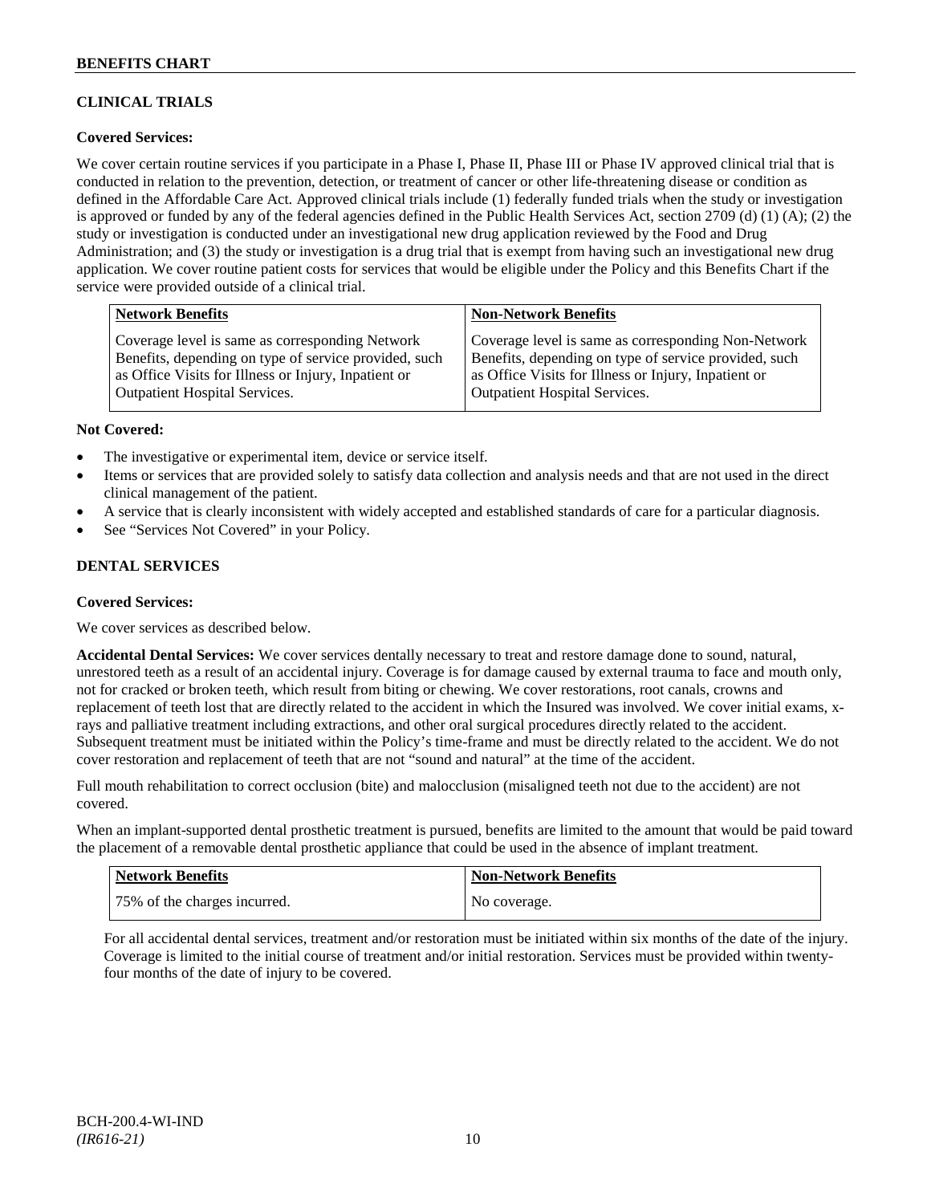## CLINICAL TRIALS

**Covered Services:**

We cover certain routine services if you participate in a Phase I, Phase II, Phase III or Phase IV approved clinical trial that is conducted in relation to the prevention, detection, or treatment of cancer or other life-threatening disease or condition as defined in the Affordable Care Act. Approved clinical trials include (1) federally funded trials when the study or investigation is approved or funded by any of the federal agencies defined in the Public Health Services Act, section 2709 (d) (1) (A); (2) the study or investigation is conducted under an investigational new drug application reviewed by the Food and Drug Administration; and (3) the study or investigation is a drug trial that is exempt from having such an investigational new drug application. We cover routine patient costs for services that would be eligible under the Policy and this Benefits Chart if the service were provided outside of a clinical trial.

| Network Benefits | Non-Network Benefits |
|---|---|
| Coverage level is same as corresponding Network Benefits, depending on type of service provided, such as Office Visits for Illness or Injury, Inpatient or Outpatient Hospital Services. | Coverage level is same as corresponding Non-Network Benefits, depending on type of service provided, such as Office Visits for Illness or Injury, Inpatient or Outpatient Hospital Services. |

**Not Covered:**

- The investigative or experimental item, device or service itself.
- Items or services that are provided solely to satisfy data collection and analysis needs and that are not used in the direct clinical management of the patient.
- A service that is clearly inconsistent with widely accepted and established standards of care for a particular diagnosis.
- See "Services Not Covered" in your Policy.

## DENTAL SERVICES

**Covered Services:**

We cover services as described below.

**Accidental Dental Services:** We cover services dentally necessary to treat and restore damage done to sound, natural, unrestored teeth as a result of an accidental injury. Coverage is for damage caused by external trauma to face and mouth only, not for cracked or broken teeth, which result from biting or chewing. We cover restorations, root canals, crowns and replacement of teeth lost that are directly related to the accident in which the Insured was involved. We cover initial exams, x-rays and palliative treatment including extractions, and other oral surgical procedures directly related to the accident. Subsequent treatment must be initiated within the Policy's time-frame and must be directly related to the accident. We do not cover restoration and replacement of teeth that are not "sound and natural" at the time of the accident.

Full mouth rehabilitation to correct occlusion (bite) and malocclusion (misaligned teeth not due to the accident) are not covered.

When an implant-supported dental prosthetic treatment is pursued, benefits are limited to the amount that would be paid toward the placement of a removable dental prosthetic appliance that could be used in the absence of implant treatment.

| Network Benefits | Non-Network Benefits |
|---|---|
| 75% of the charges incurred. | No coverage. |

For all accidental dental services, treatment and/or restoration must be initiated within six months of the date of the injury. Coverage is limited to the initial course of treatment and/or initial restoration. Services must be provided within twenty-four months of the date of injury to be covered.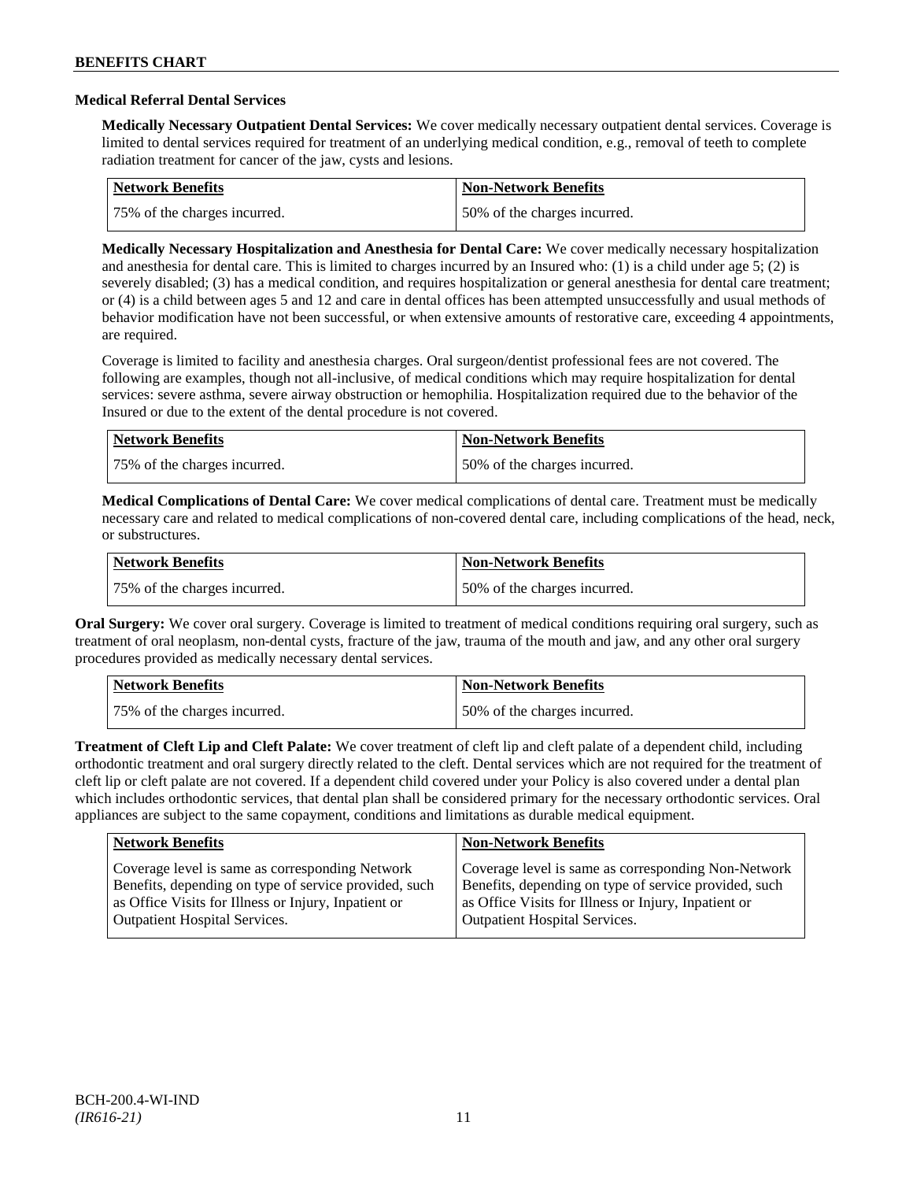### Medical Referral Dental Services

**Medically Necessary Outpatient Dental Services:** We cover medically necessary outpatient dental services. Coverage is limited to dental services required for treatment of an underlying medical condition, e.g., removal of teeth to complete radiation treatment for cancer of the jaw, cysts and lesions.

| Network Benefits | Non-Network Benefits |
|---|---|
| 75% of the charges incurred. | 50% of the charges incurred. |

**Medically Necessary Hospitalization and Anesthesia for Dental Care:** We cover medically necessary hospitalization and anesthesia for dental care. This is limited to charges incurred by an Insured who: (1) is a child under age 5; (2) is severely disabled; (3) has a medical condition, and requires hospitalization or general anesthesia for dental care treatment; or (4) is a child between ages 5 and 12 and care in dental offices has been attempted unsuccessfully and usual methods of behavior modification have not been successful, or when extensive amounts of restorative care, exceeding 4 appointments, are required.

Coverage is limited to facility and anesthesia charges. Oral surgeon/dentist professional fees are not covered. The following are examples, though not all-inclusive, of medical conditions which may require hospitalization for dental services: severe asthma, severe airway obstruction or hemophilia. Hospitalization required due to the behavior of the Insured or due to the extent of the dental procedure is not covered.

| Network Benefits | Non-Network Benefits |
|---|---|
| 75% of the charges incurred. | 50% of the charges incurred. |

**Medical Complications of Dental Care:** We cover medical complications of dental care. Treatment must be medically necessary care and related to medical complications of non-covered dental care, including complications of the head, neck, or substructures.

| Network Benefits | Non-Network Benefits |
|---|---|
| 75% of the charges incurred. | 50% of the charges incurred. |

**Oral Surgery:** We cover oral surgery. Coverage is limited to treatment of medical conditions requiring oral surgery, such as treatment of oral neoplasm, non-dental cysts, fracture of the jaw, trauma of the mouth and jaw, and any other oral surgery procedures provided as medically necessary dental services.

| Network Benefits | Non-Network Benefits |
|---|---|
| 75% of the charges incurred. | 50% of the charges incurred. |

**Treatment of Cleft Lip and Cleft Palate:** We cover treatment of cleft lip and cleft palate of a dependent child, including orthodontic treatment and oral surgery directly related to the cleft. Dental services which are not required for the treatment of cleft lip or cleft palate are not covered. If a dependent child covered under your Policy is also covered under a dental plan which includes orthodontic services, that dental plan shall be considered primary for the necessary orthodontic services. Oral appliances are subject to the same copayment, conditions and limitations as durable medical equipment.

| Network Benefits | Non-Network Benefits |
|---|---|
| Coverage level is same as corresponding Network Benefits, depending on type of service provided, such as Office Visits for Illness or Injury, Inpatient or Outpatient Hospital Services. | Coverage level is same as corresponding Non-Network Benefits, depending on type of service provided, such as Office Visits for Illness or Injury, Inpatient or Outpatient Hospital Services. |

BCH-200.4-WI-IND
*(IR616-21)*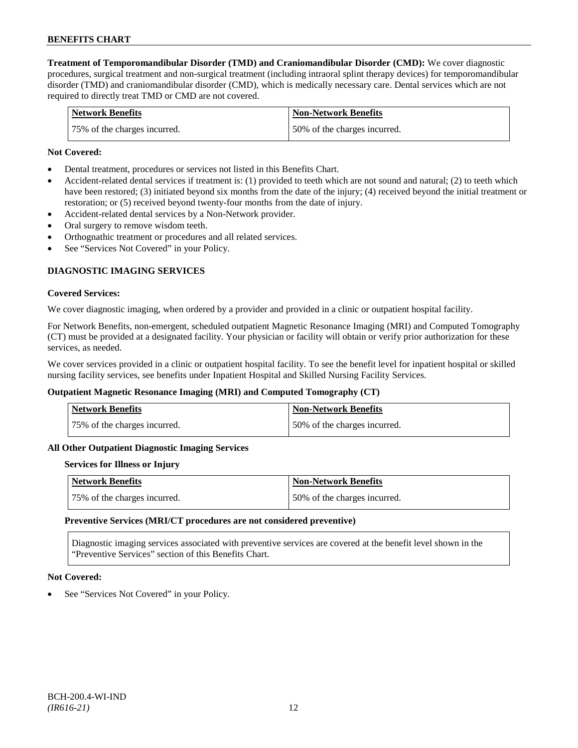**Treatment of Temporomandibular Disorder (TMD) and Craniomandibular Disorder (CMD):** We cover diagnostic procedures, surgical treatment and non-surgical treatment (including intraoral splint therapy devices) for temporomandibular disorder (TMD) and craniomandibular disorder (CMD), which is medically necessary care. Dental services which are not required to directly treat TMD or CMD are not covered.

| Network Benefits | Non-Network Benefits |
|---|---|
| 75% of the charges incurred. | 50% of the charges incurred. |

**Not Covered:**

- Dental treatment, procedures or services not listed in this Benefits Chart.
- Accident-related dental services if treatment is: (1) provided to teeth which are not sound and natural; (2) to teeth which have been restored; (3) initiated beyond six months from the date of the injury; (4) received beyond the initial treatment or restoration; or (5) received beyond twenty-four months from the date of injury.
- Accident-related dental services by a Non-Network provider.
- Oral surgery to remove wisdom teeth.
- Orthognathic treatment or procedures and all related services.
- See "Services Not Covered" in your Policy.

## DIAGNOSTIC IMAGING SERVICES

**Covered Services:**

We cover diagnostic imaging, when ordered by a provider and provided in a clinic or outpatient hospital facility.

For Network Benefits, non-emergent, scheduled outpatient Magnetic Resonance Imaging (MRI) and Computed Tomography (CT) must be provided at a designated facility. Your physician or facility will obtain or verify prior authorization for these services, as needed.

We cover services provided in a clinic or outpatient hospital facility. To see the benefit level for inpatient hospital or skilled nursing facility services, see benefits under Inpatient Hospital and Skilled Nursing Facility Services.

**Outpatient Magnetic Resonance Imaging (MRI) and Computed Tomography (CT)**

| Network Benefits | Non-Network Benefits |
|---|---|
| 75% of the charges incurred. | 50% of the charges incurred. |

**All Other Outpatient Diagnostic Imaging Services**

**Services for Illness or Injury**

| Network Benefits | Non-Network Benefits |
|---|---|
| 75% of the charges incurred. | 50% of the charges incurred. |

**Preventive Services (MRI/CT procedures are not considered preventive)**

Diagnostic imaging services associated with preventive services are covered at the benefit level shown in the "Preventive Services" section of this Benefits Chart.

**Not Covered:**

- See "Services Not Covered" in your Policy.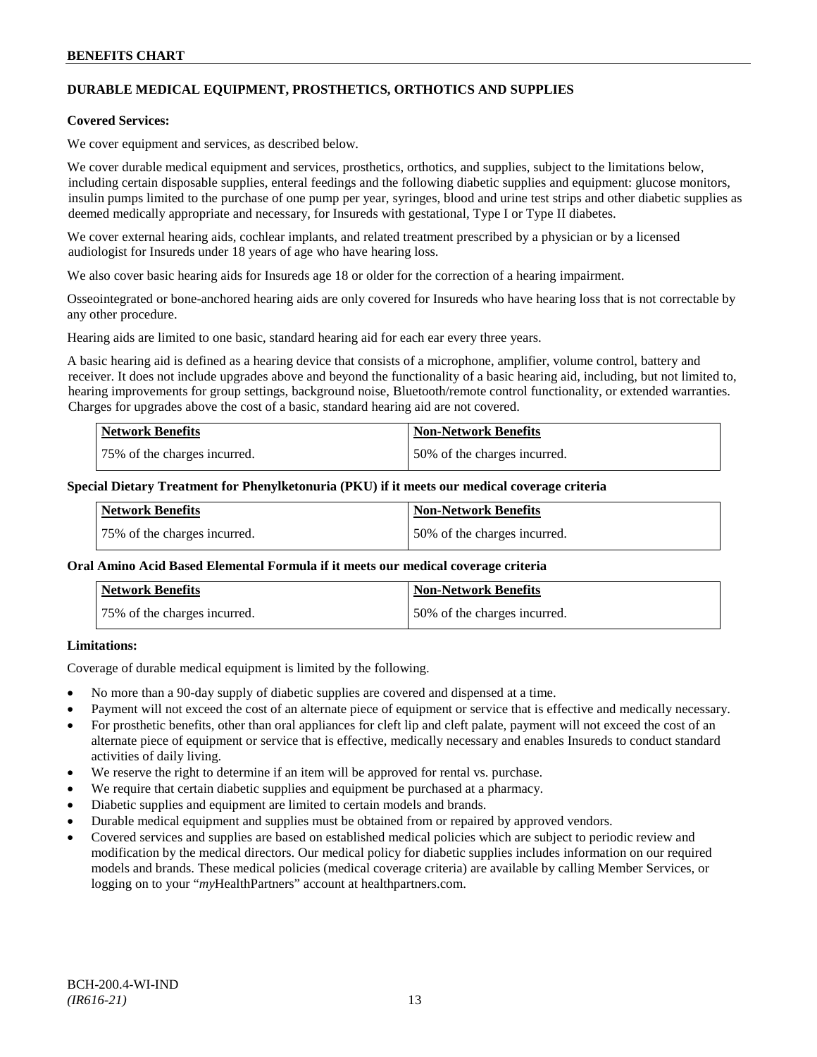## DURABLE MEDICAL EQUIPMENT, PROSTHETICS, ORTHOTICS AND SUPPLIES

**Covered Services:**

We cover equipment and services, as described below.

We cover durable medical equipment and services, prosthetics, orthotics, and supplies, subject to the limitations below, including certain disposable supplies, enteral feedings and the following diabetic supplies and equipment: glucose monitors, insulin pumps limited to the purchase of one pump per year, syringes, blood and urine test strips and other diabetic supplies as deemed medically appropriate and necessary, for Insureds with gestational, Type I or Type II diabetes.

We cover external hearing aids, cochlear implants, and related treatment prescribed by a physician or by a licensed audiologist for Insureds under 18 years of age who have hearing loss.

We also cover basic hearing aids for Insureds age 18 or older for the correction of a hearing impairment.

Osseointegrated or bone-anchored hearing aids are only covered for Insureds who have hearing loss that is not correctable by any other procedure.

Hearing aids are limited to one basic, standard hearing aid for each ear every three years.

A basic hearing aid is defined as a hearing device that consists of a microphone, amplifier, volume control, battery and receiver. It does not include upgrades above and beyond the functionality of a basic hearing aid, including, but not limited to, hearing improvements for group settings, background noise, Bluetooth/remote control functionality, or extended warranties. Charges for upgrades above the cost of a basic, standard hearing aid are not covered.

| Network Benefits | Non-Network Benefits |
|---|---|
| 75% of the charges incurred. | 50% of the charges incurred. |

**Special Dietary Treatment for Phenylketonuria (PKU) if it meets our medical coverage criteria**

| Network Benefits | Non-Network Benefits |
|---|---|
| 75% of the charges incurred. | 50% of the charges incurred. |

**Oral Amino Acid Based Elemental Formula if it meets our medical coverage criteria**

| Network Benefits | Non-Network Benefits |
|---|---|
| 75% of the charges incurred. | 50% of the charges incurred. |

**Limitations:**

Coverage of durable medical equipment is limited by the following.

- No more than a 90-day supply of diabetic supplies are covered and dispensed at a time.
- Payment will not exceed the cost of an alternate piece of equipment or service that is effective and medically necessary.
- For prosthetic benefits, other than oral appliances for cleft lip and cleft palate, payment will not exceed the cost of an alternate piece of equipment or service that is effective, medically necessary and enables Insureds to conduct standard activities of daily living.
- We reserve the right to determine if an item will be approved for rental vs. purchase.
- We require that certain diabetic supplies and equipment be purchased at a pharmacy.
- Diabetic supplies and equipment are limited to certain models and brands.
- Durable medical equipment and supplies must be obtained from or repaired by approved vendors.
- Covered services and supplies are based on established medical policies which are subject to periodic review and modification by the medical directors. Our medical policy for diabetic supplies includes information on our required models and brands. These medical policies (medical coverage criteria) are available by calling Member Services, or logging on to your "*my*HealthPartners" account at healthpartners.com.

BCH-200.4-WI-IND
*(IR616-21)*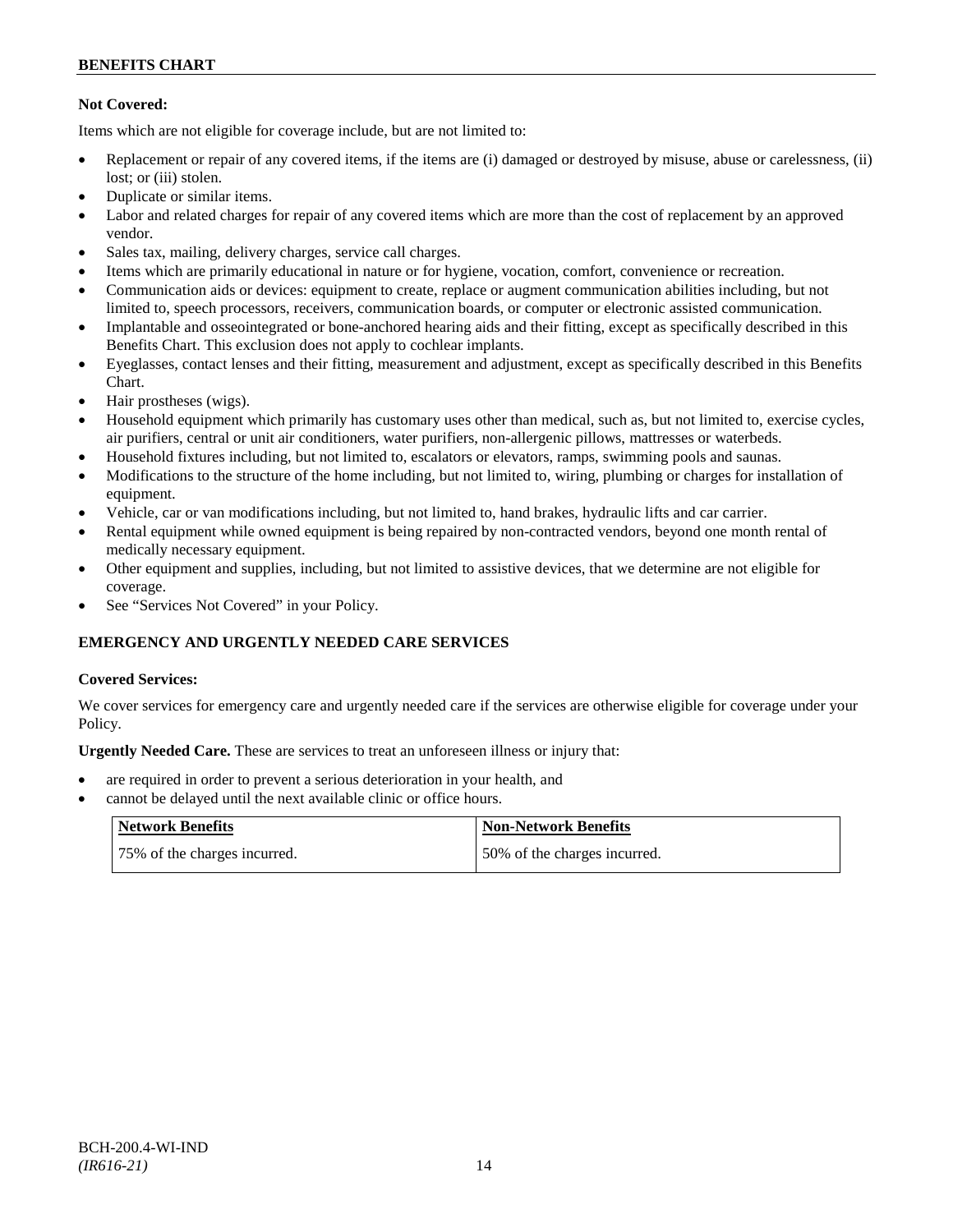**Not Covered:**

Items which are not eligible for coverage include, but are not limited to:

- Replacement or repair of any covered items, if the items are (i) damaged or destroyed by misuse, abuse or carelessness, (ii) lost; or (iii) stolen.
- Duplicate or similar items.
- Labor and related charges for repair of any covered items which are more than the cost of replacement by an approved vendor.
- Sales tax, mailing, delivery charges, service call charges.
- Items which are primarily educational in nature or for hygiene, vocation, comfort, convenience or recreation.
- Communication aids or devices: equipment to create, replace or augment communication abilities including, but not limited to, speech processors, receivers, communication boards, or computer or electronic assisted communication.
- Implantable and osseointegrated or bone-anchored hearing aids and their fitting, except as specifically described in this Benefits Chart. This exclusion does not apply to cochlear implants.
- Eyeglasses, contact lenses and their fitting, measurement and adjustment, except as specifically described in this Benefits Chart.
- Hair prostheses (wigs).
- Household equipment which primarily has customary uses other than medical, such as, but not limited to, exercise cycles, air purifiers, central or unit air conditioners, water purifiers, non-allergenic pillows, mattresses or waterbeds.
- Household fixtures including, but not limited to, escalators or elevators, ramps, swimming pools and saunas.
- Modifications to the structure of the home including, but not limited to, wiring, plumbing or charges for installation of equipment.
- Vehicle, car or van modifications including, but not limited to, hand brakes, hydraulic lifts and car carrier.
- Rental equipment while owned equipment is being repaired by non-contracted vendors, beyond one month rental of medically necessary equipment.
- Other equipment and supplies, including, but not limited to assistive devices, that we determine are not eligible for coverage.
- See "Services Not Covered" in your Policy.

## EMERGENCY AND URGENTLY NEEDED CARE SERVICES

**Covered Services:**

We cover services for emergency care and urgently needed care if the services are otherwise eligible for coverage under your Policy.

**Urgently Needed Care.** These are services to treat an unforeseen illness or injury that:

- are required in order to prevent a serious deterioration in your health, and
- cannot be delayed until the next available clinic or office hours.

| Network Benefits | Non-Network Benefits |
|---|---|
| 75% of the charges incurred. | 50% of the charges incurred. |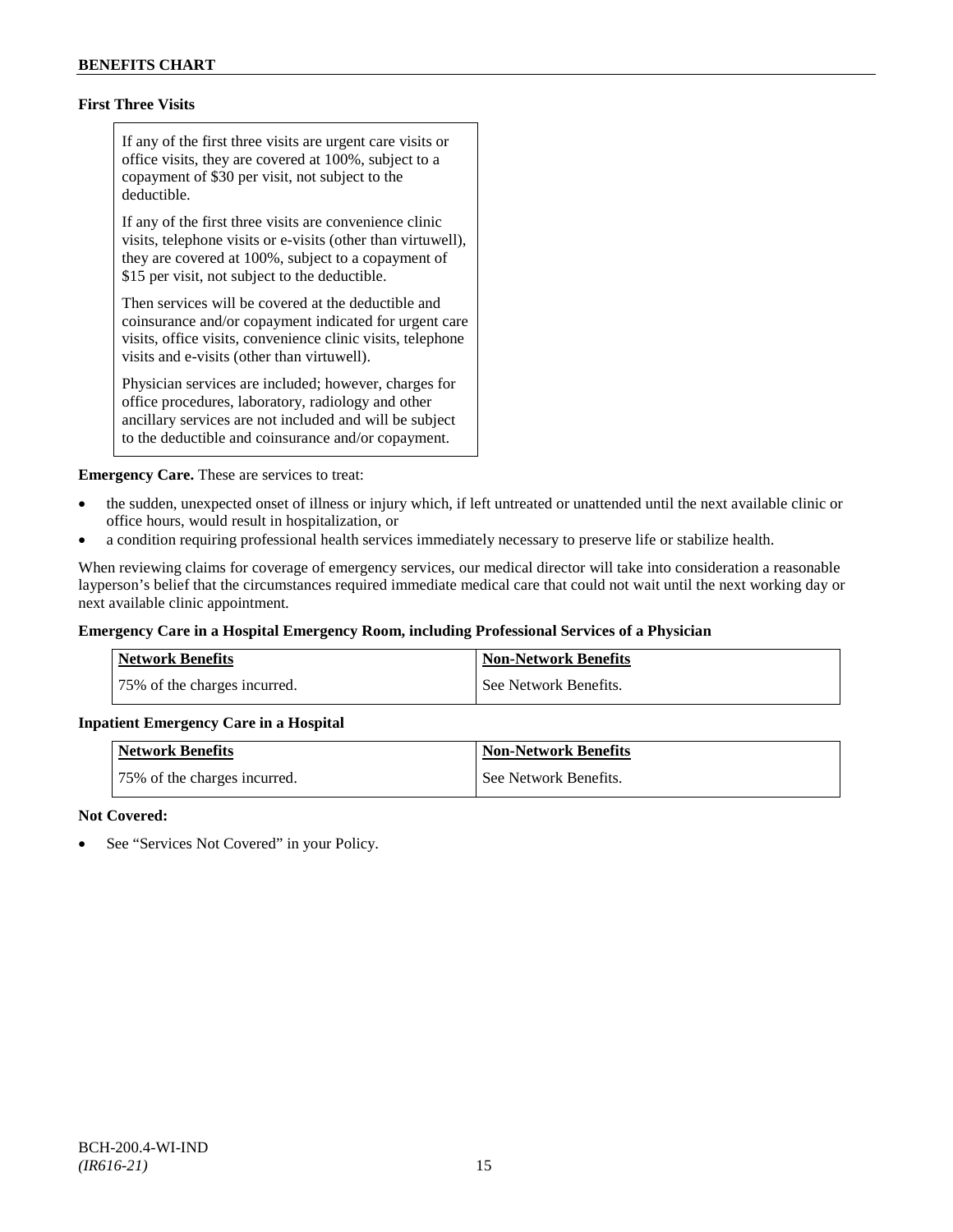**First Three Visits**

If any of the first three visits are urgent care visits or office visits, they are covered at 100%, subject to a copayment of $30 per visit, not subject to the deductible.

If any of the first three visits are convenience clinic visits, telephone visits or e-visits (other than virtuwell), they are covered at 100%, subject to a copayment of $15 per visit, not subject to the deductible.

Then services will be covered at the deductible and coinsurance and/or copayment indicated for urgent care visits, office visits, convenience clinic visits, telephone visits and e-visits (other than virtuwell).

Physician services are included; however, charges for office procedures, laboratory, radiology and other ancillary services are not included and will be subject to the deductible and coinsurance and/or copayment.

**Emergency Care.** These are services to treat:

- the sudden, unexpected onset of illness or injury which, if left untreated or unattended until the next available clinic or office hours, would result in hospitalization, or
- a condition requiring professional health services immediately necessary to preserve life or stabilize health.

When reviewing claims for coverage of emergency services, our medical director will take into consideration a reasonable layperson's belief that the circumstances required immediate medical care that could not wait until the next working day or next available clinic appointment.

**Emergency Care in a Hospital Emergency Room, including Professional Services of a Physician**

| Network Benefits | Non-Network Benefits |
|---|---|
| 75% of the charges incurred. | See Network Benefits. |

**Inpatient Emergency Care in a Hospital**

| Network Benefits | Non-Network Benefits |
|---|---|
| 75% of the charges incurred. | See Network Benefits. |

**Not Covered:**

- See "Services Not Covered" in your Policy.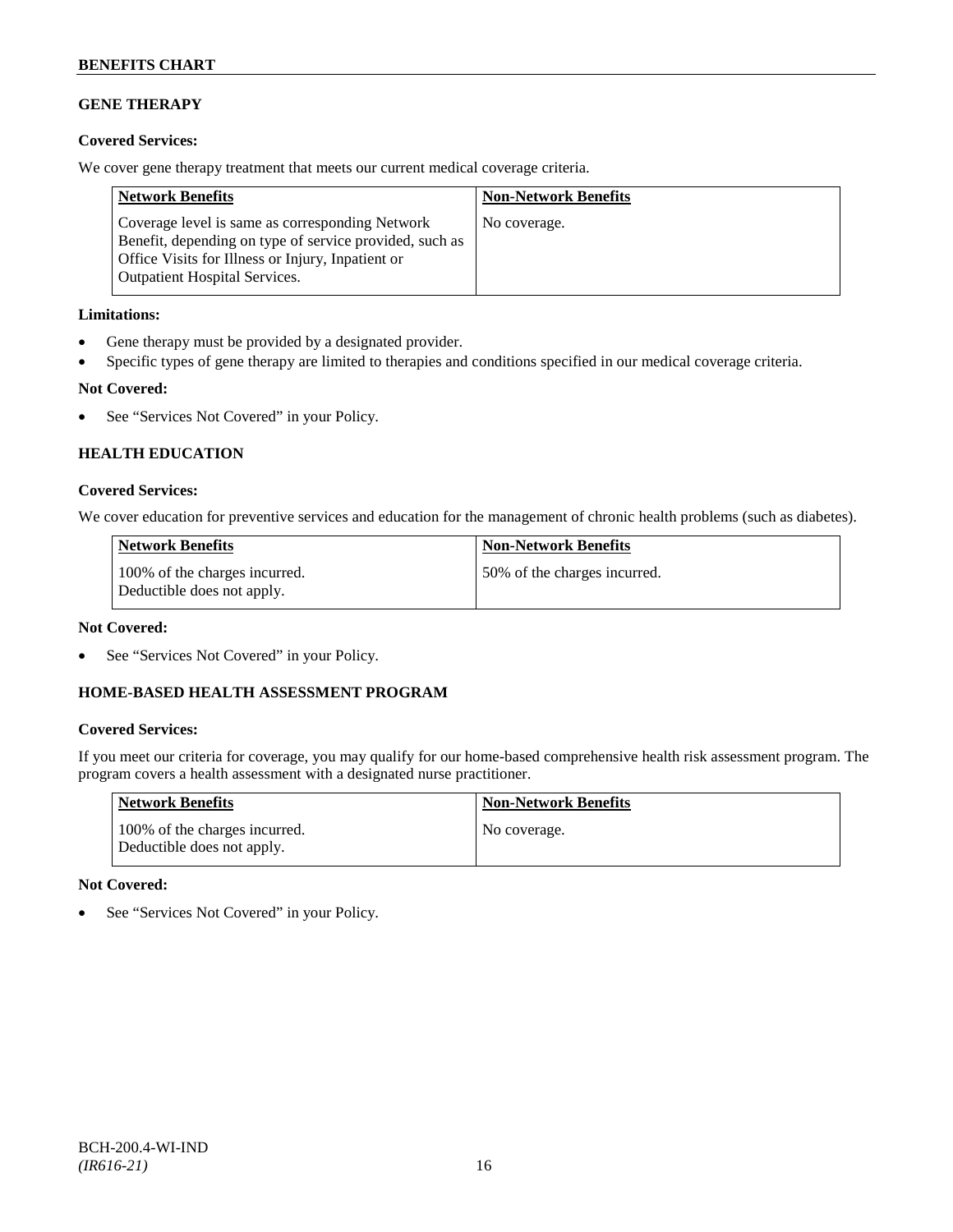## GENE THERAPY

**Covered Services:**

We cover gene therapy treatment that meets our current medical coverage criteria.

| Network Benefits | Non-Network Benefits |
|---|---|
| Coverage level is same as corresponding Network Benefit, depending on type of service provided, such as Office Visits for Illness or Injury, Inpatient or Outpatient Hospital Services. | No coverage. |

**Limitations:**

- Gene therapy must be provided by a designated provider.
- Specific types of gene therapy are limited to therapies and conditions specified in our medical coverage criteria.

**Not Covered:**

- See "Services Not Covered" in your Policy.

## HEALTH EDUCATION

**Covered Services:**

We cover education for preventive services and education for the management of chronic health problems (such as diabetes).

| Network Benefits | Non-Network Benefits |
|---|---|
| 100% of the charges incurred. Deductible does not apply. | 50% of the charges incurred. |

**Not Covered:**

- See "Services Not Covered" in your Policy.

## HOME-BASED HEALTH ASSESSMENT PROGRAM

**Covered Services:**

If you meet our criteria for coverage, you may qualify for our home-based comprehensive health risk assessment program. The program covers a health assessment with a designated nurse practitioner.

| Network Benefits | Non-Network Benefits |
|---|---|
| 100% of the charges incurred. Deductible does not apply. | No coverage. |

**Not Covered:**

- See "Services Not Covered" in your Policy.

BCH-200.4-WI-IND
*(IR616-21)*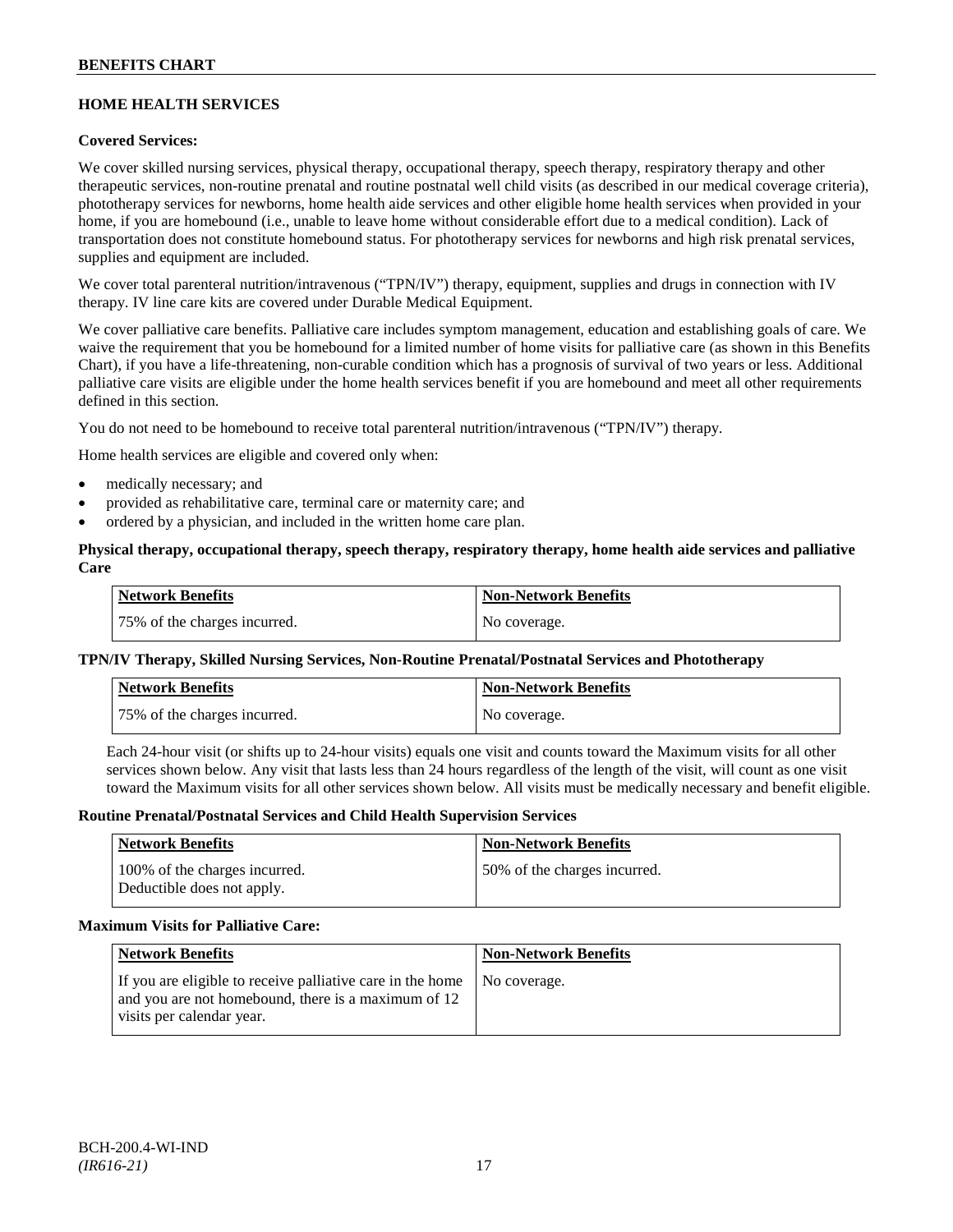## HOME HEALTH SERVICES

### Covered Services:

We cover skilled nursing services, physical therapy, occupational therapy, speech therapy, respiratory therapy and other therapeutic services, non-routine prenatal and routine postnatal well child visits (as described in our medical coverage criteria), phototherapy services for newborns, home health aide services and other eligible home health services when provided in your home, if you are homebound (i.e., unable to leave home without considerable effort due to a medical condition). Lack of transportation does not constitute homebound status. For phototherapy services for newborns and high risk prenatal services, supplies and equipment are included.

We cover total parenteral nutrition/intravenous ("TPN/IV") therapy, equipment, supplies and drugs in connection with IV therapy. IV line care kits are covered under Durable Medical Equipment.

We cover palliative care benefits. Palliative care includes symptom management, education and establishing goals of care. We waive the requirement that you be homebound for a limited number of home visits for palliative care (as shown in this Benefits Chart), if you have a life-threatening, non-curable condition which has a prognosis of survival of two years or less. Additional palliative care visits are eligible under the home health services benefit if you are homebound and meet all other requirements defined in this section.

You do not need to be homebound to receive total parenteral nutrition/intravenous ("TPN/IV") therapy.

Home health services are eligible and covered only when:

- medically necessary; and
- provided as rehabilitative care, terminal care or maternity care; and
- ordered by a physician, and included in the written home care plan.

### Physical therapy, occupational therapy, speech therapy, respiratory therapy, home health aide services and palliative Care

| Network Benefits | Non-Network Benefits |
| --- | --- |
| 75% of the charges incurred. | No coverage. |

### TPN/IV Therapy, Skilled Nursing Services, Non-Routine Prenatal/Postnatal Services and Phototherapy

| Network Benefits | Non-Network Benefits |
| --- | --- |
| 75% of the charges incurred. | No coverage. |

Each 24-hour visit (or shifts up to 24-hour visits) equals one visit and counts toward the Maximum visits for all other services shown below. Any visit that lasts less than 24 hours regardless of the length of the visit, will count as one visit toward the Maximum visits for all other services shown below. All visits must be medically necessary and benefit eligible.

### Routine Prenatal/Postnatal Services and Child Health Supervision Services

| Network Benefits | Non-Network Benefits |
| --- | --- |
| 100% of the charges incurred. Deductible does not apply. | 50% of the charges incurred. |

### Maximum Visits for Palliative Care:

| Network Benefits | Non-Network Benefits |
| --- | --- |
| If you are eligible to receive palliative care in the home and you are not homebound, there is a maximum of 12 visits per calendar year. | No coverage. |

BCH-200.4-WI-IND
*(IR616-21)*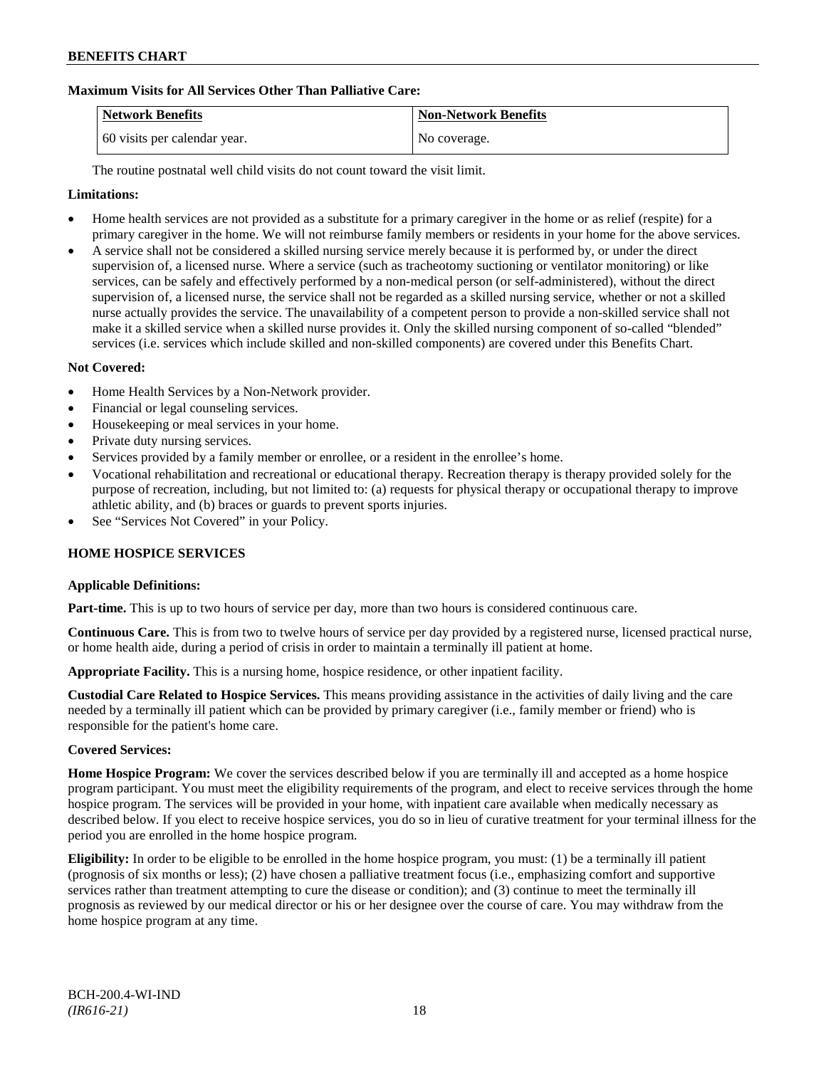**Maximum Visits for All Services Other Than Palliative Care:**

| Network Benefits | Non-Network Benefits |
|---|---|
| 60 visits per calendar year. | No coverage. |

The routine postnatal well child visits do not count toward the visit limit.

**Limitations:**

- Home health services are not provided as a substitute for a primary caregiver in the home or as relief (respite) for a primary caregiver in the home. We will not reimburse family members or residents in your home for the above services.
- A service shall not be considered a skilled nursing service merely because it is performed by, or under the direct supervision of, a licensed nurse. Where a service (such as tracheotomy suctioning or ventilator monitoring) or like services, can be safely and effectively performed by a non-medical person (or self-administered), without the direct supervision of, a licensed nurse, the service shall not be regarded as a skilled nursing service, whether or not a skilled nurse actually provides the service. The unavailability of a competent person to provide a non-skilled service shall not make it a skilled service when a skilled nurse provides it. Only the skilled nursing component of so-called "blended" services (i.e. services which include skilled and non-skilled components) are covered under this Benefits Chart.

**Not Covered:**

- Home Health Services by a Non-Network provider.
- Financial or legal counseling services.
- Housekeeping or meal services in your home.
- Private duty nursing services.
- Services provided by a family member or enrollee, or a resident in the enrollee's home.
- Vocational rehabilitation and recreational or educational therapy. Recreation therapy is therapy provided solely for the purpose of recreation, including, but not limited to: (a) requests for physical therapy or occupational therapy to improve athletic ability, and (b) braces or guards to prevent sports injuries.
- See "Services Not Covered" in your Policy.

## HOME HOSPICE SERVICES

**Applicable Definitions:**

**Part-time.** This is up to two hours of service per day, more than two hours is considered continuous care.

**Continuous Care.** This is from two to twelve hours of service per day provided by a registered nurse, licensed practical nurse, or home health aide, during a period of crisis in order to maintain a terminally ill patient at home.

**Appropriate Facility.** This is a nursing home, hospice residence, or other inpatient facility.

**Custodial Care Related to Hospice Services.** This means providing assistance in the activities of daily living and the care needed by a terminally ill patient which can be provided by primary caregiver (i.e., family member or friend) who is responsible for the patient's home care.

**Covered Services:**

**Home Hospice Program:** We cover the services described below if you are terminally ill and accepted as a home hospice program participant. You must meet the eligibility requirements of the program, and elect to receive services through the home hospice program. The services will be provided in your home, with inpatient care available when medically necessary as described below. If you elect to receive hospice services, you do so in lieu of curative treatment for your terminal illness for the period you are enrolled in the home hospice program.

**Eligibility:** In order to be eligible to be enrolled in the home hospice program, you must: (1) be a terminally ill patient (prognosis of six months or less); (2) have chosen a palliative treatment focus (i.e., emphasizing comfort and supportive services rather than treatment attempting to cure the disease or condition); and (3) continue to meet the terminally ill prognosis as reviewed by our medical director or his or her designee over the course of care. You may withdraw from the home hospice program at any time.

BCH-200.4-WI-IND
*(IR616-21)*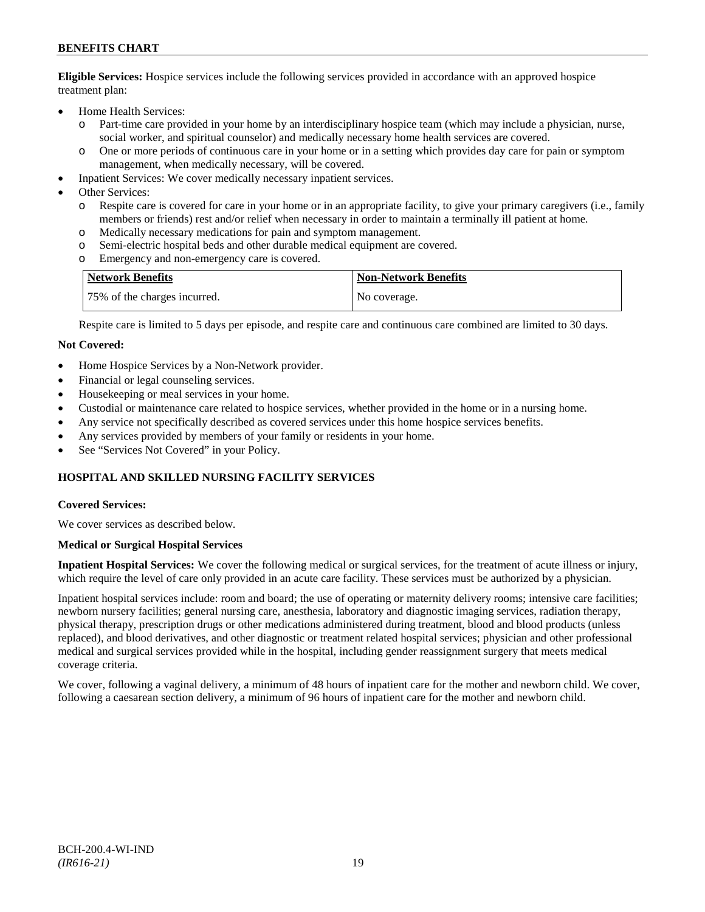**Eligible Services:** Hospice services include the following services provided in accordance with an approved hospice treatment plan:

- Home Health Services:
  - Part-time care provided in your home by an interdisciplinary hospice team (which may include a physician, nurse, social worker, and spiritual counselor) and medically necessary home health services are covered.
  - One or more periods of continuous care in your home or in a setting which provides day care for pain or symptom management, when medically necessary, will be covered.
- Inpatient Services: We cover medically necessary inpatient services.
- Other Services:
  - Respite care is covered for care in your home or in an appropriate facility, to give your primary caregivers (i.e., family members or friends) rest and/or relief when necessary in order to maintain a terminally ill patient at home.
  - Medically necessary medications for pain and symptom management.
  - Semi-electric hospital beds and other durable medical equipment are covered.
  - Emergency and non-emergency care is covered.

| Network Benefits | Non-Network Benefits |
| --- | --- |
| 75% of the charges incurred. | No coverage. |

Respite care is limited to 5 days per episode, and respite care and continuous care combined are limited to 30 days.

**Not Covered:**

- Home Hospice Services by a Non-Network provider.
- Financial or legal counseling services.
- Housekeeping or meal services in your home.
- Custodial or maintenance care related to hospice services, whether provided in the home or in a nursing home.
- Any service not specifically described as covered services under this home hospice services benefits.
- Any services provided by members of your family or residents in your home.
- See "Services Not Covered" in your Policy.

## HOSPITAL AND SKILLED NURSING FACILITY SERVICES

**Covered Services:**

We cover services as described below.

**Medical or Surgical Hospital Services**

**Inpatient Hospital Services:** We cover the following medical or surgical services, for the treatment of acute illness or injury, which require the level of care only provided in an acute care facility. These services must be authorized by a physician.

Inpatient hospital services include: room and board; the use of operating or maternity delivery rooms; intensive care facilities; newborn nursery facilities; general nursing care, anesthesia, laboratory and diagnostic imaging services, radiation therapy, physical therapy, prescription drugs or other medications administered during treatment, blood and blood products (unless replaced), and blood derivatives, and other diagnostic or treatment related hospital services; physician and other professional medical and surgical services provided while in the hospital, including gender reassignment surgery that meets medical coverage criteria.

We cover, following a vaginal delivery, a minimum of 48 hours of inpatient care for the mother and newborn child. We cover, following a caesarean section delivery, a minimum of 96 hours of inpatient care for the mother and newborn child.

BCH-200.4-WI-IND
*(IR616-21)*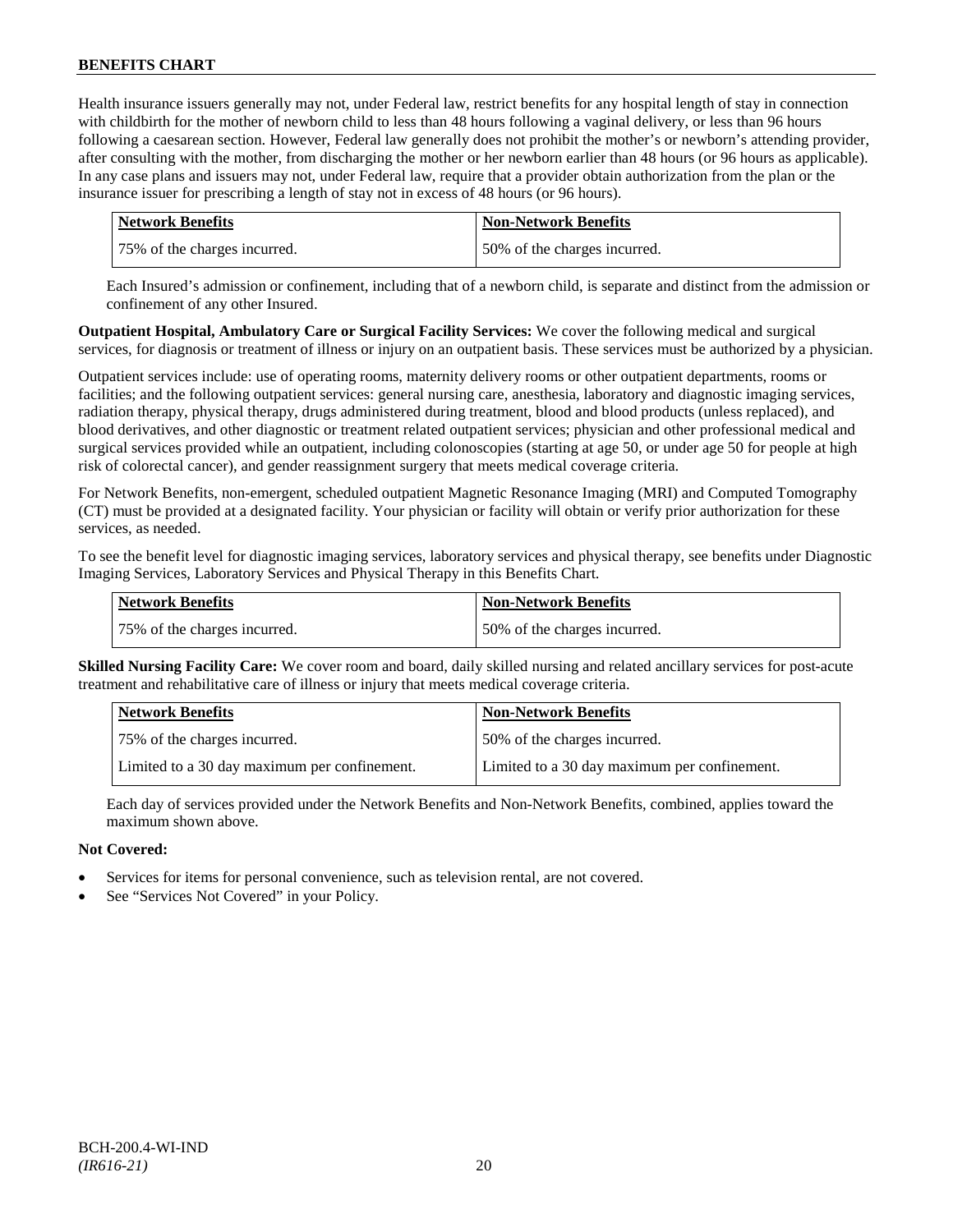Health insurance issuers generally may not, under Federal law, restrict benefits for any hospital length of stay in connection with childbirth for the mother of newborn child to less than 48 hours following a vaginal delivery, or less than 96 hours following a caesarean section. However, Federal law generally does not prohibit the mother's or newborn's attending provider, after consulting with the mother, from discharging the mother or her newborn earlier than 48 hours (or 96 hours as applicable). In any case plans and issuers may not, under Federal law, require that a provider obtain authorization from the plan or the insurance issuer for prescribing a length of stay not in excess of 48 hours (or 96 hours).

| Network Benefits | Non-Network Benefits |
|---|---|
| 75% of the charges incurred. | 50% of the charges incurred. |

Each Insured's admission or confinement, including that of a newborn child, is separate and distinct from the admission or confinement of any other Insured.

**Outpatient Hospital, Ambulatory Care or Surgical Facility Services:** We cover the following medical and surgical services, for diagnosis or treatment of illness or injury on an outpatient basis. These services must be authorized by a physician.

Outpatient services include: use of operating rooms, maternity delivery rooms or other outpatient departments, rooms or facilities; and the following outpatient services: general nursing care, anesthesia, laboratory and diagnostic imaging services, radiation therapy, physical therapy, drugs administered during treatment, blood and blood products (unless replaced), and blood derivatives, and other diagnostic or treatment related outpatient services; physician and other professional medical and surgical services provided while an outpatient, including colonoscopies (starting at age 50, or under age 50 for people at high risk of colorectal cancer), and gender reassignment surgery that meets medical coverage criteria.

For Network Benefits, non-emergent, scheduled outpatient Magnetic Resonance Imaging (MRI) and Computed Tomography (CT) must be provided at a designated facility. Your physician or facility will obtain or verify prior authorization for these services, as needed.

To see the benefit level for diagnostic imaging services, laboratory services and physical therapy, see benefits under Diagnostic Imaging Services, Laboratory Services and Physical Therapy in this Benefits Chart.

| Network Benefits | Non-Network Benefits |
|---|---|
| 75% of the charges incurred. | 50% of the charges incurred. |

**Skilled Nursing Facility Care:** We cover room and board, daily skilled nursing and related ancillary services for post-acute treatment and rehabilitative care of illness or injury that meets medical coverage criteria.

| Network Benefits | Non-Network Benefits |
|---|---|
| 75% of the charges incurred. | 50% of the charges incurred. |
| Limited to a 30 day maximum per confinement. | Limited to a 30 day maximum per confinement. |

Each day of services provided under the Network Benefits and Non-Network Benefits, combined, applies toward the maximum shown above.

**Not Covered:**

- Services for items for personal convenience, such as television rental, are not covered.
- See "Services Not Covered" in your Policy.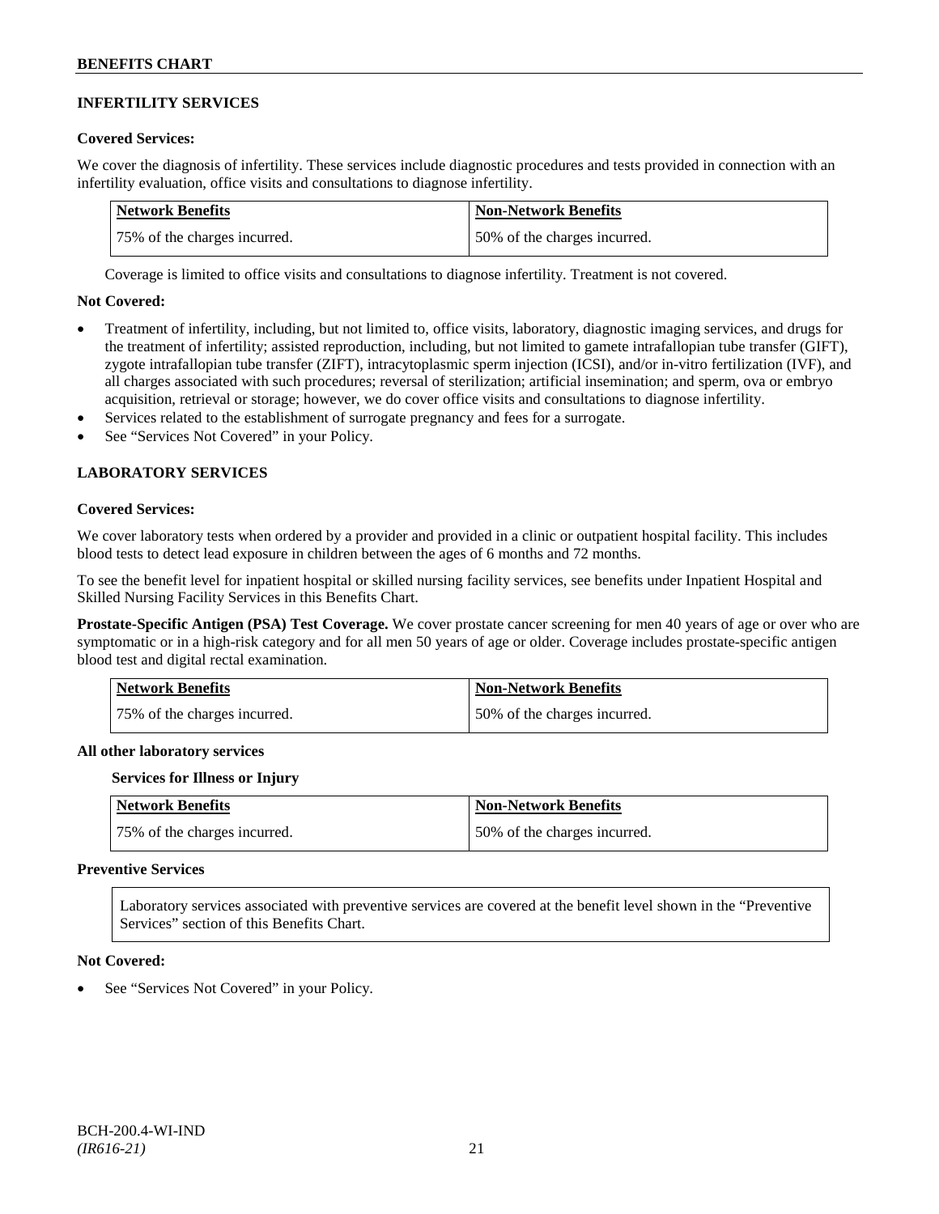## INFERTILITY SERVICES

### Covered Services:

We cover the diagnosis of infertility. These services include diagnostic procedures and tests provided in connection with an infertility evaluation, office visits and consultations to diagnose infertility.

| Network Benefits | Non-Network Benefits |
|---|---|
| 75% of the charges incurred. | 50% of the charges incurred. |

Coverage is limited to office visits and consultations to diagnose infertility. Treatment is not covered.

### Not Covered:

- Treatment of infertility, including, but not limited to, office visits, laboratory, diagnostic imaging services, and drugs for the treatment of infertility; assisted reproduction, including, but not limited to gamete intrafallopian tube transfer (GIFT), zygote intrafallopian tube transfer (ZIFT), intracytoplasmic sperm injection (ICSI), and/or in-vitro fertilization (IVF), and all charges associated with such procedures; reversal of sterilization; artificial insemination; and sperm, ova or embryo acquisition, retrieval or storage; however, we do cover office visits and consultations to diagnose infertility.
- Services related to the establishment of surrogate pregnancy and fees for a surrogate.
- See "Services Not Covered" in your Policy.

## LABORATORY SERVICES

### Covered Services:

We cover laboratory tests when ordered by a provider and provided in a clinic or outpatient hospital facility. This includes blood tests to detect lead exposure in children between the ages of 6 months and 72 months.

To see the benefit level for inpatient hospital or skilled nursing facility services, see benefits under Inpatient Hospital and Skilled Nursing Facility Services in this Benefits Chart.

**Prostate-Specific Antigen (PSA) Test Coverage.** We cover prostate cancer screening for men 40 years of age or over who are symptomatic or in a high-risk category and for all men 50 years of age or older. Coverage includes prostate-specific antigen blood test and digital rectal examination.

| Network Benefits | Non-Network Benefits |
|---|---|
| 75% of the charges incurred. | 50% of the charges incurred. |

**All other laboratory services**

**Services for Illness or Injury**

| Network Benefits | Non-Network Benefits |
|---|---|
| 75% of the charges incurred. | 50% of the charges incurred. |

**Preventive Services**

Laboratory services associated with preventive services are covered at the benefit level shown in the "Preventive Services" section of this Benefits Chart.

### Not Covered:

- See "Services Not Covered" in your Policy.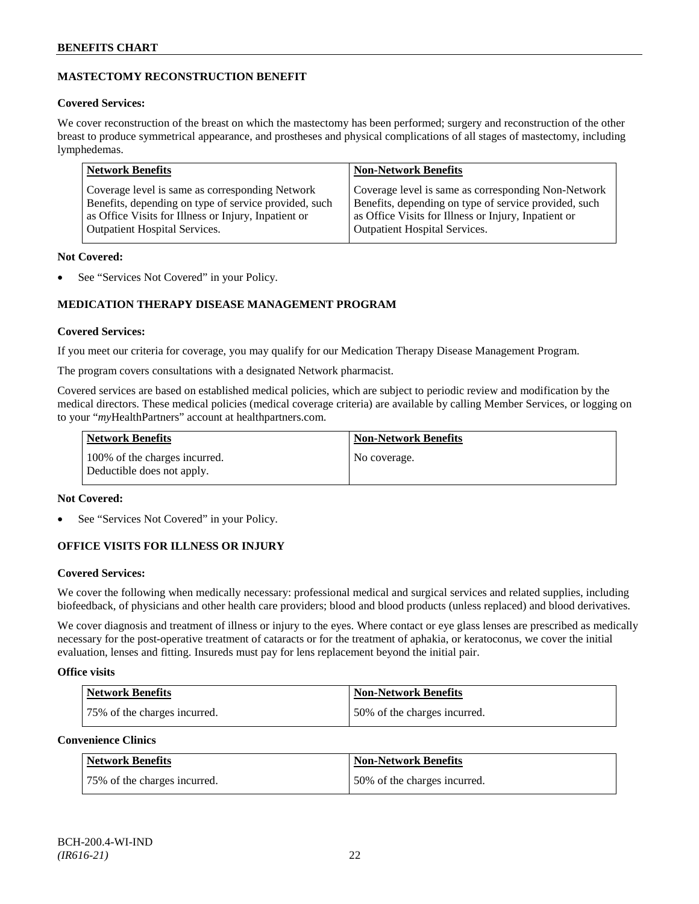## MASTECTOMY RECONSTRUCTION BENEFIT

**Covered Services:**

We cover reconstruction of the breast on which the mastectomy has been performed; surgery and reconstruction of the other breast to produce symmetrical appearance, and prostheses and physical complications of all stages of mastectomy, including lymphedemas.

| Network Benefits | Non-Network Benefits |
|---|---|
| Coverage level is same as corresponding Network Benefits, depending on type of service provided, such as Office Visits for Illness or Injury, Inpatient or Outpatient Hospital Services. | Coverage level is same as corresponding Non-Network Benefits, depending on type of service provided, such as Office Visits for Illness or Injury, Inpatient or Outpatient Hospital Services. |

**Not Covered:**

- See "Services Not Covered" in your Policy.

## MEDICATION THERAPY DISEASE MANAGEMENT PROGRAM

**Covered Services:**

If you meet our criteria for coverage, you may qualify for our Medication Therapy Disease Management Program.

The program covers consultations with a designated Network pharmacist.

Covered services are based on established medical policies, which are subject to periodic review and modification by the medical directors. These medical policies (medical coverage criteria) are available by calling Member Services, or logging on to your "*my*HealthPartners" account at healthpartners.com.

| Network Benefits | Non-Network Benefits |
|---|---|
| 100% of the charges incurred. Deductible does not apply. | No coverage. |

**Not Covered:**

- See "Services Not Covered" in your Policy.

## OFFICE VISITS FOR ILLNESS OR INJURY

**Covered Services:**

We cover the following when medically necessary: professional medical and surgical services and related supplies, including biofeedback, of physicians and other health care providers; blood and blood products (unless replaced) and blood derivatives.

We cover diagnosis and treatment of illness or injury to the eyes. Where contact or eye glass lenses are prescribed as medically necessary for the post-operative treatment of cataracts or for the treatment of aphakia, or keratoconus, we cover the initial evaluation, lenses and fitting. Insureds must pay for lens replacement beyond the initial pair.

**Office visits**

| Network Benefits | Non-Network Benefits |
|---|---|
| 75% of the charges incurred. | 50% of the charges incurred. |

**Convenience Clinics**

| Network Benefits | Non-Network Benefits |
|---|---|
| 75% of the charges incurred. | 50% of the charges incurred. |

BCH-200.4-WI-IND
*(IR616-21)*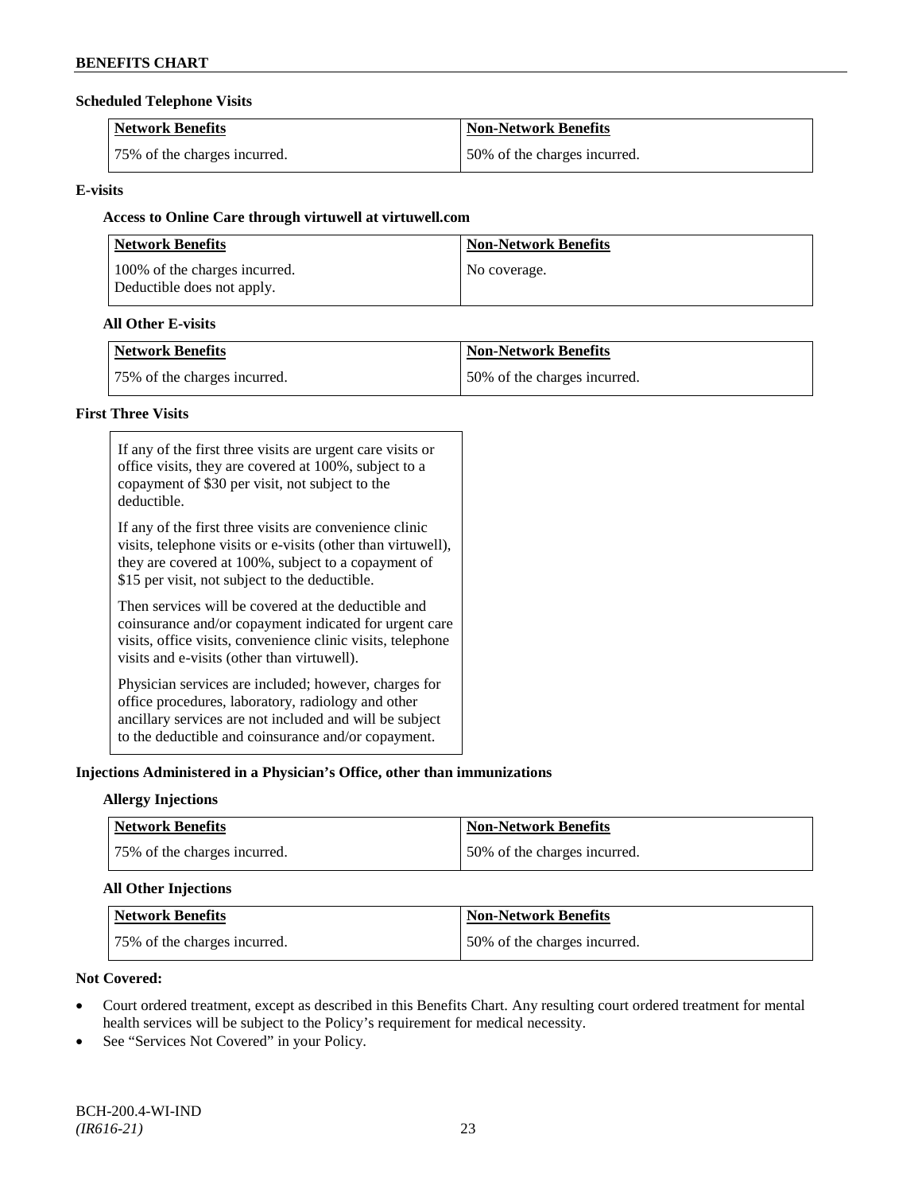### Scheduled Telephone Visits

| Network Benefits | Non-Network Benefits |
|---|---|
| 75% of the charges incurred. | 50% of the charges incurred. |

### E-visits

#### Access to Online Care through virtuwell at virtuwell.com

| Network Benefits | Non-Network Benefits |
|---|---|
| 100% of the charges incurred. Deductible does not apply. | No coverage. |

#### All Other E-visits

| Network Benefits | Non-Network Benefits |
|---|---|
| 75% of the charges incurred. | 50% of the charges incurred. |

### First Three Visits

If any of the first three visits are urgent care visits or office visits, they are covered at 100%, subject to a copayment of $30 per visit, not subject to the deductible.

If any of the first three visits are convenience clinic visits, telephone visits or e-visits (other than virtuwell), they are covered at 100%, subject to a copayment of $15 per visit, not subject to the deductible.

Then services will be covered at the deductible and coinsurance and/or copayment indicated for urgent care visits, office visits, convenience clinic visits, telephone visits and e-visits (other than virtuwell).

Physician services are included; however, charges for office procedures, laboratory, radiology and other ancillary services are not included and will be subject to the deductible and coinsurance and/or copayment.

### Injections Administered in a Physician's Office, other than immunizations

#### Allergy Injections

| Network Benefits | Non-Network Benefits |
|---|---|
| 75% of the charges incurred. | 50% of the charges incurred. |

#### All Other Injections

| Network Benefits | Non-Network Benefits |
|---|---|
| 75% of the charges incurred. | 50% of the charges incurred. |

### Not Covered:

- Court ordered treatment, except as described in this Benefits Chart. Any resulting court ordered treatment for mental health services will be subject to the Policy's requirement for medical necessity.
- See "Services Not Covered" in your Policy.

BCH-200.4-WI-IND
*(IR616-21)*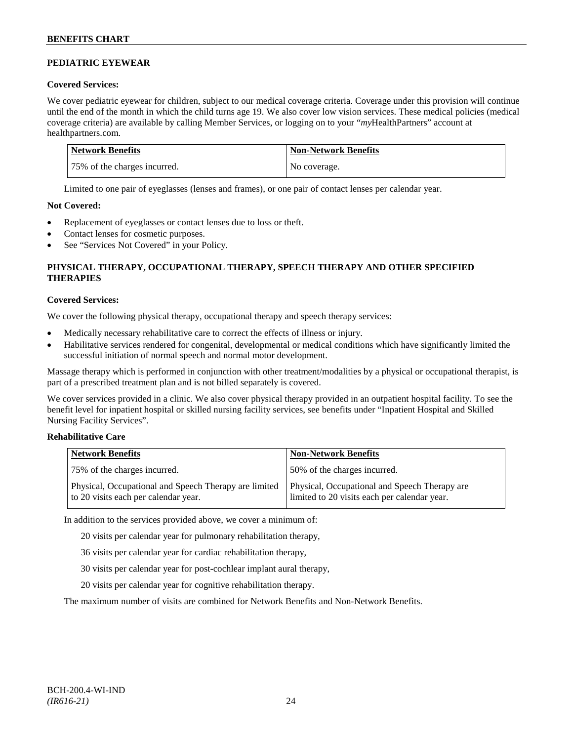## PEDIATRIC EYEWEAR

**Covered Services:**

We cover pediatric eyewear for children, subject to our medical coverage criteria. Coverage under this provision will continue until the end of the month in which the child turns age 19. We also cover low vision services. These medical policies (medical coverage criteria) are available by calling Member Services, or logging on to your "*my*HealthPartners" account at healthpartners.com.

| Network Benefits | Non-Network Benefits |
|---|---|
| 75% of the charges incurred. | No coverage. |

Limited to one pair of eyeglasses (lenses and frames), or one pair of contact lenses per calendar year.

**Not Covered:**

- Replacement of eyeglasses or contact lenses due to loss or theft.
- Contact lenses for cosmetic purposes.
- See "Services Not Covered" in your Policy.

## PHYSICAL THERAPY, OCCUPATIONAL THERAPY, SPEECH THERAPY AND OTHER SPECIFIED THERAPIES

**Covered Services:**

We cover the following physical therapy, occupational therapy and speech therapy services:

- Medically necessary rehabilitative care to correct the effects of illness or injury.
- Habilitative services rendered for congenital, developmental or medical conditions which have significantly limited the successful initiation of normal speech and normal motor development.

Massage therapy which is performed in conjunction with other treatment/modalities by a physical or occupational therapist, is part of a prescribed treatment plan and is not billed separately is covered.

We cover services provided in a clinic. We also cover physical therapy provided in an outpatient hospital facility. To see the benefit level for inpatient hospital or skilled nursing facility services, see benefits under "Inpatient Hospital and Skilled Nursing Facility Services".

**Rehabilitative Care**

| Network Benefits | Non-Network Benefits |
|---|---|
| 75% of the charges incurred. | 50% of the charges incurred. |
| Physical, Occupational and Speech Therapy are limited to 20 visits each per calendar year. | Physical, Occupational and Speech Therapy are limited to 20 visits each per calendar year. |

In addition to the services provided above, we cover a minimum of:

20 visits per calendar year for pulmonary rehabilitation therapy,

36 visits per calendar year for cardiac rehabilitation therapy,

30 visits per calendar year for post-cochlear implant aural therapy,

20 visits per calendar year for cognitive rehabilitation therapy.

The maximum number of visits are combined for Network Benefits and Non-Network Benefits.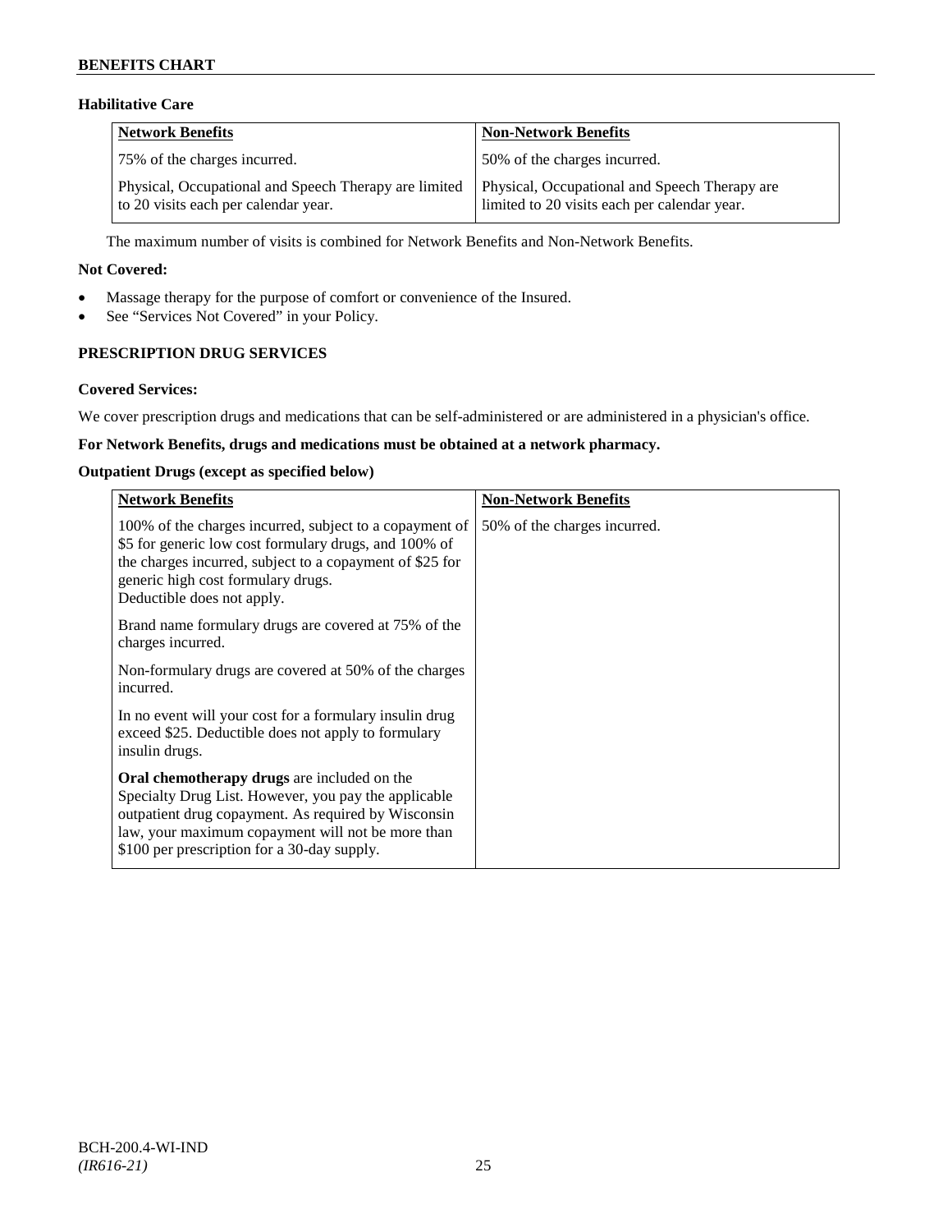### Habilitative Care

| Network Benefits | Non-Network Benefits |
|---|---|
| 75% of the charges incurred. | 50% of the charges incurred. |
| Physical, Occupational and Speech Therapy are limited to 20 visits each per calendar year. | Physical, Occupational and Speech Therapy are limited to 20 visits each per calendar year. |

The maximum number of visits is combined for Network Benefits and Non-Network Benefits.

**Not Covered:**

- Massage therapy for the purpose of comfort or convenience of the Insured.
- See "Services Not Covered" in your Policy.

## PRESCRIPTION DRUG SERVICES

**Covered Services:**

We cover prescription drugs and medications that can be self-administered or are administered in a physician's office.

**For Network Benefits, drugs and medications must be obtained at a network pharmacy.**

**Outpatient Drugs (except as specified below)**

| Network Benefits | Non-Network Benefits |
|---|---|
| 100% of the charges incurred, subject to a copayment of \$5 for generic low cost formulary drugs, and 100% of the charges incurred, subject to a copayment of \$25 for generic high cost formulary drugs. Deductible does not apply.<br><br>Brand name formulary drugs are covered at 75% of the charges incurred.<br><br>Non-formulary drugs are covered at 50% of the charges incurred.<br><br>In no event will your cost for a formulary insulin drug exceed \$25. Deductible does not apply to formulary insulin drugs.<br><br>**Oral chemotherapy drugs** are included on the Specialty Drug List. However, you pay the applicable outpatient drug copayment. As required by Wisconsin law, your maximum copayment will not be more than \$100 per prescription for a 30-day supply. | 50% of the charges incurred. |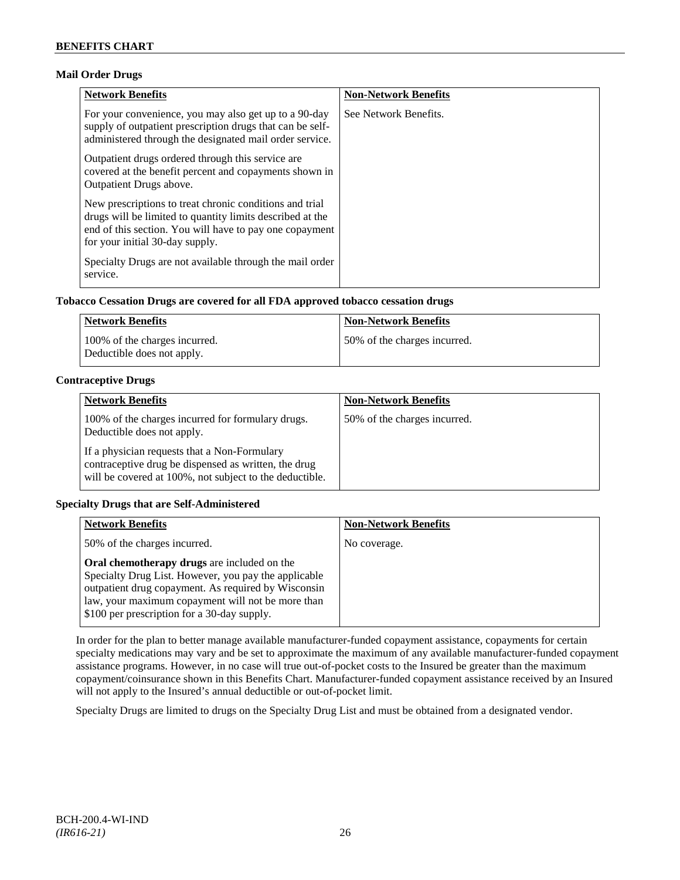## Mail Order Drugs

| Network Benefits | Non-Network Benefits |
| --- | --- |
| For your convenience, you may also get up to a 90-day supply of outpatient prescription drugs that can be self-administered through the designated mail order service.<br><br>Outpatient drugs ordered through this service are covered at the benefit percent and copayments shown in Outpatient Drugs above.<br><br>New prescriptions to treat chronic conditions and trial drugs will be limited to quantity limits described at the end of this section. You will have to pay one copayment for your initial 30-day supply.<br><br>Specialty Drugs are not available through the mail order service. | See Network Benefits. |

## Tobacco Cessation Drugs are covered for all FDA approved tobacco cessation drugs

| Network Benefits | Non-Network Benefits |
| --- | --- |
| 100% of the charges incurred.<br>Deductible does not apply. | 50% of the charges incurred. |

## Contraceptive Drugs

| Network Benefits | Non-Network Benefits |
| --- | --- |
| 100% of the charges incurred for formulary drugs. Deductible does not apply.<br><br>If a physician requests that a Non-Formulary contraceptive drug be dispensed as written, the drug will be covered at 100%, not subject to the deductible. | 50% of the charges incurred. |

## Specialty Drugs that are Self-Administered

| Network Benefits | Non-Network Benefits |
| --- | --- |
| 50% of the charges incurred.<br><br>**Oral chemotherapy drugs** are included on the Specialty Drug List. However, you pay the applicable outpatient drug copayment. As required by Wisconsin law, your maximum copayment will not be more than $100 per prescription for a 30-day supply. | No coverage. |

In order for the plan to better manage available manufacturer-funded copayment assistance, copayments for certain specialty medications may vary and be set to approximate the maximum of any available manufacturer-funded copayment assistance programs. However, in no case will true out-of-pocket costs to the Insured be greater than the maximum copayment/coinsurance shown in this Benefits Chart. Manufacturer-funded copayment assistance received by an Insured will not apply to the Insured's annual deductible or out-of-pocket limit.

Specialty Drugs are limited to drugs on the Specialty Drug List and must be obtained from a designated vendor.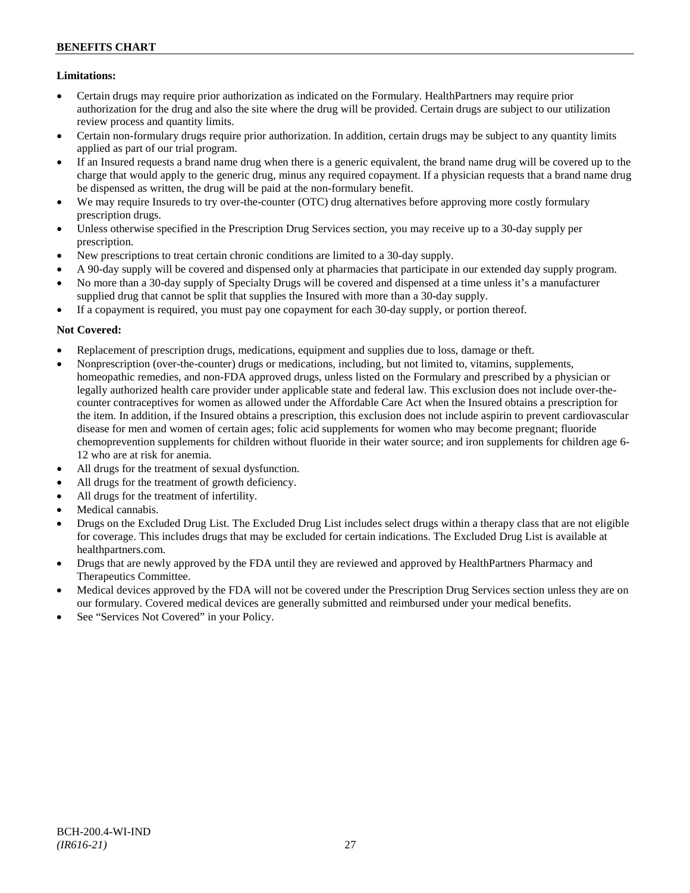**Limitations:**

- Certain drugs may require prior authorization as indicated on the Formulary. HealthPartners may require prior authorization for the drug and also the site where the drug will be provided. Certain drugs are subject to our utilization review process and quantity limits.
- Certain non-formulary drugs require prior authorization. In addition, certain drugs may be subject to any quantity limits applied as part of our trial program.
- If an Insured requests a brand name drug when there is a generic equivalent, the brand name drug will be covered up to the charge that would apply to the generic drug, minus any required copayment. If a physician requests that a brand name drug be dispensed as written, the drug will be paid at the non-formulary benefit.
- We may require Insureds to try over-the-counter (OTC) drug alternatives before approving more costly formulary prescription drugs.
- Unless otherwise specified in the Prescription Drug Services section, you may receive up to a 30-day supply per prescription.
- New prescriptions to treat certain chronic conditions are limited to a 30-day supply.
- A 90-day supply will be covered and dispensed only at pharmacies that participate in our extended day supply program.
- No more than a 30-day supply of Specialty Drugs will be covered and dispensed at a time unless it's a manufacturer supplied drug that cannot be split that supplies the Insured with more than a 30-day supply.
- If a copayment is required, you must pay one copayment for each 30-day supply, or portion thereof.

**Not Covered:**

- Replacement of prescription drugs, medications, equipment and supplies due to loss, damage or theft.
- Nonprescription (over-the-counter) drugs or medications, including, but not limited to, vitamins, supplements, homeopathic remedies, and non-FDA approved drugs, unless listed on the Formulary and prescribed by a physician or legally authorized health care provider under applicable state and federal law. This exclusion does not include over-the-counter contraceptives for women as allowed under the Affordable Care Act when the Insured obtains a prescription for the item. In addition, if the Insured obtains a prescription, this exclusion does not include aspirin to prevent cardiovascular disease for men and women of certain ages; folic acid supplements for women who may become pregnant; fluoride chemoprevention supplements for children without fluoride in their water source; and iron supplements for children age 6-12 who are at risk for anemia.
- All drugs for the treatment of sexual dysfunction.
- All drugs for the treatment of growth deficiency.
- All drugs for the treatment of infertility.
- Medical cannabis.
- Drugs on the Excluded Drug List. The Excluded Drug List includes select drugs within a therapy class that are not eligible for coverage. This includes drugs that may be excluded for certain indications. The Excluded Drug List is available at healthpartners.com.
- Drugs that are newly approved by the FDA until they are reviewed and approved by HealthPartners Pharmacy and Therapeutics Committee.
- Medical devices approved by the FDA will not be covered under the Prescription Drug Services section unless they are on our formulary. Covered medical devices are generally submitted and reimbursed under your medical benefits.
- See "Services Not Covered" in your Policy.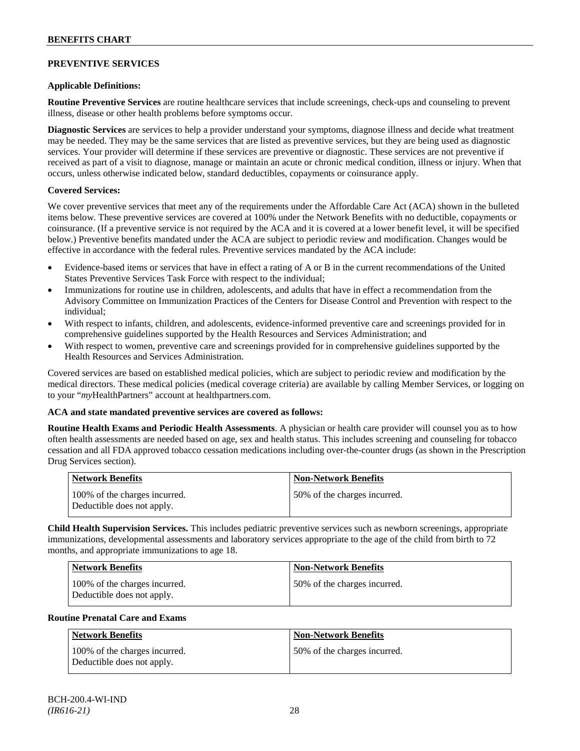## PREVENTIVE SERVICES

**Applicable Definitions:**

**Routine Preventive Services** are routine healthcare services that include screenings, check-ups and counseling to prevent illness, disease or other health problems before symptoms occur.

**Diagnostic Services** are services to help a provider understand your symptoms, diagnose illness and decide what treatment may be needed. They may be the same services that are listed as preventive services, but they are being used as diagnostic services. Your provider will determine if these services are preventive or diagnostic. These services are not preventive if received as part of a visit to diagnose, manage or maintain an acute or chronic medical condition, illness or injury. When that occurs, unless otherwise indicated below, standard deductibles, copayments or coinsurance apply.

**Covered Services:**

We cover preventive services that meet any of the requirements under the Affordable Care Act (ACA) shown in the bulleted items below. These preventive services are covered at 100% under the Network Benefits with no deductible, copayments or coinsurance. (If a preventive service is not required by the ACA and it is covered at a lower benefit level, it will be specified below.) Preventive benefits mandated under the ACA are subject to periodic review and modification. Changes would be effective in accordance with the federal rules. Preventive services mandated by the ACA include:

- Evidence-based items or services that have in effect a rating of A or B in the current recommendations of the United States Preventive Services Task Force with respect to the individual;
- Immunizations for routine use in children, adolescents, and adults that have in effect a recommendation from the Advisory Committee on Immunization Practices of the Centers for Disease Control and Prevention with respect to the individual;
- With respect to infants, children, and adolescents, evidence-informed preventive care and screenings provided for in comprehensive guidelines supported by the Health Resources and Services Administration; and
- With respect to women, preventive care and screenings provided for in comprehensive guidelines supported by the Health Resources and Services Administration.

Covered services are based on established medical policies, which are subject to periodic review and modification by the medical directors. These medical policies (medical coverage criteria) are available by calling Member Services, or logging on to your "*my*HealthPartners" account at healthpartners.com.

**ACA and state mandated preventive services are covered as follows:**

**Routine Health Exams and Periodic Health Assessments**. A physician or health care provider will counsel you as to how often health assessments are needed based on age, sex and health status. This includes screening and counseling for tobacco cessation and all FDA approved tobacco cessation medications including over-the-counter drugs (as shown in the Prescription Drug Services section).

| Network Benefits | Non-Network Benefits |
| --- | --- |
| 100% of the charges incurred. Deductible does not apply. | 50% of the charges incurred. |

**Child Health Supervision Services.** This includes pediatric preventive services such as newborn screenings, appropriate immunizations, developmental assessments and laboratory services appropriate to the age of the child from birth to 72 months, and appropriate immunizations to age 18.

| Network Benefits | Non-Network Benefits |
| --- | --- |
| 100% of the charges incurred. Deductible does not apply. | 50% of the charges incurred. |

**Routine Prenatal Care and Exams**

| Network Benefits | Non-Network Benefits |
| --- | --- |
| 100% of the charges incurred. Deductible does not apply. | 50% of the charges incurred. |

BCH-200.4-WI-IND
*(IR616-21)*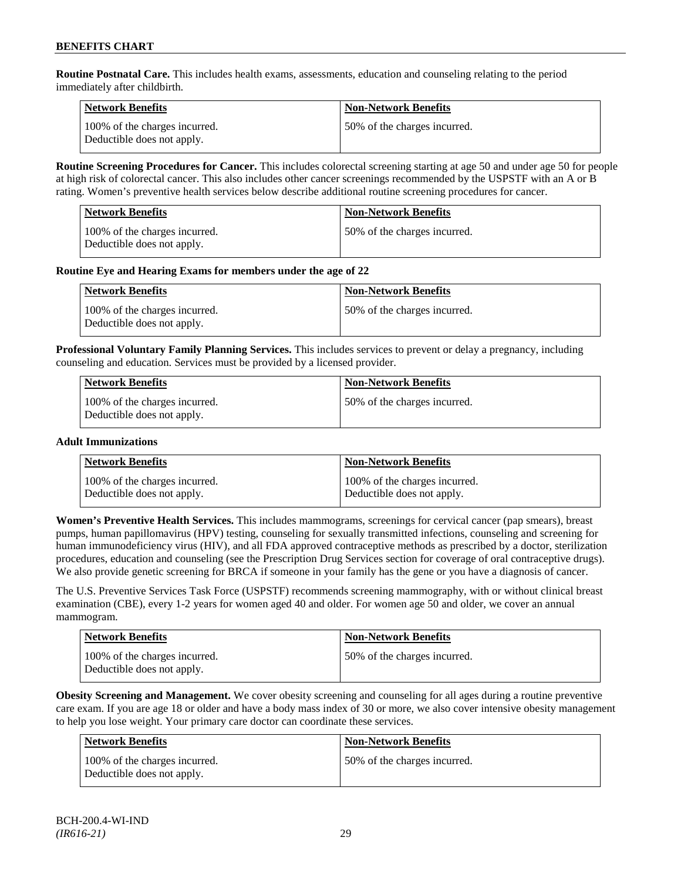**Routine Postnatal Care.** This includes health exams, assessments, education and counseling relating to the period immediately after childbirth.

| Network Benefits | Non-Network Benefits |
| --- | --- |
| 100% of the charges incurred. Deductible does not apply. | 50% of the charges incurred. |

**Routine Screening Procedures for Cancer.** This includes colorectal screening starting at age 50 and under age 50 for people at high risk of colorectal cancer. This also includes other cancer screenings recommended by the USPSTF with an A or B rating. Women's preventive health services below describe additional routine screening procedures for cancer.

| Network Benefits | Non-Network Benefits |
| --- | --- |
| 100% of the charges incurred. Deductible does not apply. | 50% of the charges incurred. |

**Routine Eye and Hearing Exams for members under the age of 22**

| Network Benefits | Non-Network Benefits |
| --- | --- |
| 100% of the charges incurred. Deductible does not apply. | 50% of the charges incurred. |

**Professional Voluntary Family Planning Services.** This includes services to prevent or delay a pregnancy, including counseling and education. Services must be provided by a licensed provider.

| Network Benefits | Non-Network Benefits |
| --- | --- |
| 100% of the charges incurred. Deductible does not apply. | 50% of the charges incurred. |

**Adult Immunizations**

| Network Benefits | Non-Network Benefits |
| --- | --- |
| 100% of the charges incurred. Deductible does not apply. | 100% of the charges incurred. Deductible does not apply. |

**Women's Preventive Health Services.** This includes mammograms, screenings for cervical cancer (pap smears), breast pumps, human papillomavirus (HPV) testing, counseling for sexually transmitted infections, counseling and screening for human immunodeficiency virus (HIV), and all FDA approved contraceptive methods as prescribed by a doctor, sterilization procedures, education and counseling (see the Prescription Drug Services section for coverage of oral contraceptive drugs). We also provide genetic screening for BRCA if someone in your family has the gene or you have a diagnosis of cancer.

The U.S. Preventive Services Task Force (USPSTF) recommends screening mammography, with or without clinical breast examination (CBE), every 1-2 years for women aged 40 and older. For women age 50 and older, we cover an annual mammogram.

| Network Benefits | Non-Network Benefits |
| --- | --- |
| 100% of the charges incurred. Deductible does not apply. | 50% of the charges incurred. |

**Obesity Screening and Management.** We cover obesity screening and counseling for all ages during a routine preventive care exam. If you are age 18 or older and have a body mass index of 30 or more, we also cover intensive obesity management to help you lose weight. Your primary care doctor can coordinate these services.

| Network Benefits | Non-Network Benefits |
| --- | --- |
| 100% of the charges incurred. Deductible does not apply. | 50% of the charges incurred. |

BCH-200.4-WI-IND
*(IR616-21)*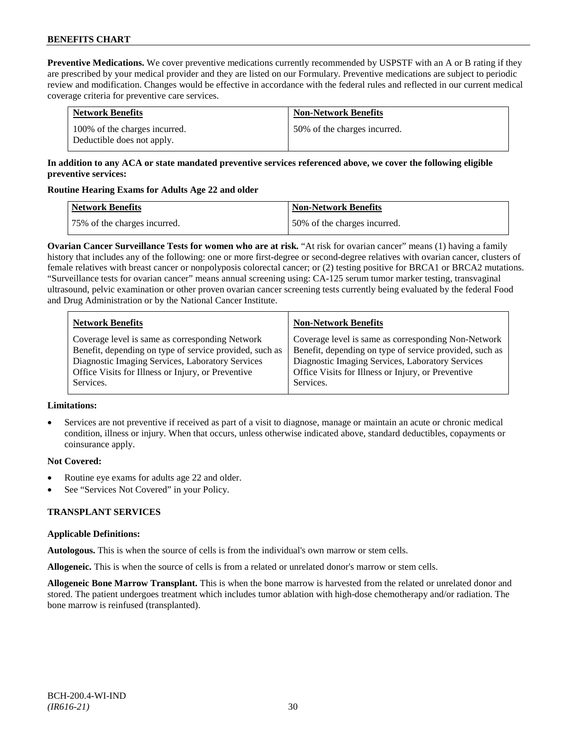**Preventive Medications.** We cover preventive medications currently recommended by USPSTF with an A or B rating if they are prescribed by your medical provider and they are listed on our Formulary. Preventive medications are subject to periodic review and modification. Changes would be effective in accordance with the federal rules and reflected in our current medical coverage criteria for preventive care services.

| Network Benefits | Non-Network Benefits |
| --- | --- |
| 100% of the charges incurred. Deductible does not apply. | 50% of the charges incurred. |

**In addition to any ACA or state mandated preventive services referenced above, we cover the following eligible preventive services:**

**Routine Hearing Exams for Adults Age 22 and older**

| Network Benefits | Non-Network Benefits |
| --- | --- |
| 75% of the charges incurred. | 50% of the charges incurred. |

**Ovarian Cancer Surveillance Tests for women who are at risk.** "At risk for ovarian cancer" means (1) having a family history that includes any of the following: one or more first-degree or second-degree relatives with ovarian cancer, clusters of female relatives with breast cancer or nonpolyposis colorectal cancer; or (2) testing positive for BRCA1 or BRCA2 mutations. "Surveillance tests for ovarian cancer" means annual screening using: CA-125 serum tumor marker testing, transvaginal ultrasound, pelvic examination or other proven ovarian cancer screening tests currently being evaluated by the federal Food and Drug Administration or by the National Cancer Institute.

| Network Benefits | Non-Network Benefits |
| --- | --- |
| Coverage level is same as corresponding Network Benefit, depending on type of service provided, such as Diagnostic Imaging Services, Laboratory Services Office Visits for Illness or Injury, or Preventive Services. | Coverage level is same as corresponding Non-Network Benefit, depending on type of service provided, such as Diagnostic Imaging Services, Laboratory Services Office Visits for Illness or Injury, or Preventive Services. |

**Limitations:**

- Services are not preventive if received as part of a visit to diagnose, manage or maintain an acute or chronic medical condition, illness or injury. When that occurs, unless otherwise indicated above, standard deductibles, copayments or coinsurance apply.

**Not Covered:**

- Routine eye exams for adults age 22 and older.
- See "Services Not Covered" in your Policy.

## TRANSPLANT SERVICES

**Applicable Definitions:**

**Autologous.** This is when the source of cells is from the individual's own marrow or stem cells.

**Allogeneic.** This is when the source of cells is from a related or unrelated donor's marrow or stem cells.

**Allogeneic Bone Marrow Transplant.** This is when the bone marrow is harvested from the related or unrelated donor and stored. The patient undergoes treatment which includes tumor ablation with high-dose chemotherapy and/or radiation. The bone marrow is reinfused (transplanted).

BCH-200.4-WI-IND
*(IR616-21)*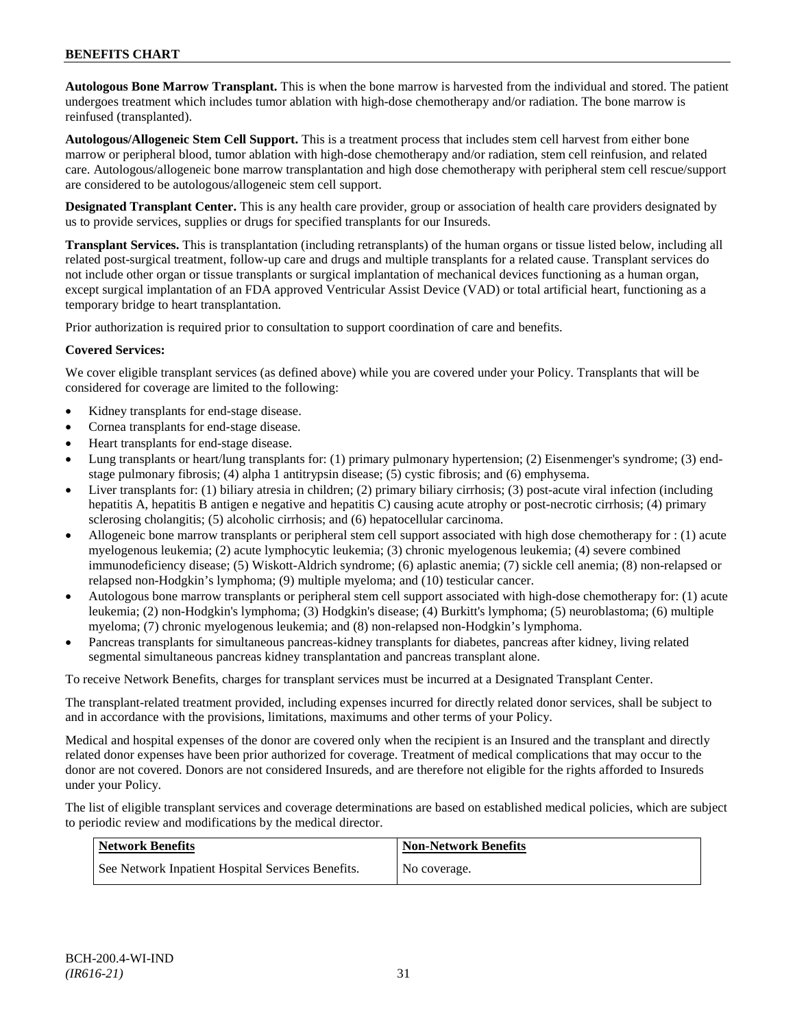**Autologous Bone Marrow Transplant.** This is when the bone marrow is harvested from the individual and stored. The patient undergoes treatment which includes tumor ablation with high-dose chemotherapy and/or radiation. The bone marrow is reinfused (transplanted).

**Autologous/Allogeneic Stem Cell Support.** This is a treatment process that includes stem cell harvest from either bone marrow or peripheral blood, tumor ablation with high-dose chemotherapy and/or radiation, stem cell reinfusion, and related care. Autologous/allogeneic bone marrow transplantation and high dose chemotherapy with peripheral stem cell rescue/support are considered to be autologous/allogeneic stem cell support.

**Designated Transplant Center.** This is any health care provider, group or association of health care providers designated by us to provide services, supplies or drugs for specified transplants for our Insureds.

**Transplant Services.** This is transplantation (including retransplants) of the human organs or tissue listed below, including all related post-surgical treatment, follow-up care and drugs and multiple transplants for a related cause. Transplant services do not include other organ or tissue transplants or surgical implantation of mechanical devices functioning as a human organ, except surgical implantation of an FDA approved Ventricular Assist Device (VAD) or total artificial heart, functioning as a temporary bridge to heart transplantation.

Prior authorization is required prior to consultation to support coordination of care and benefits.

**Covered Services:**

We cover eligible transplant services (as defined above) while you are covered under your Policy. Transplants that will be considered for coverage are limited to the following:

- Kidney transplants for end-stage disease.
- Cornea transplants for end-stage disease.
- Heart transplants for end-stage disease.
- Lung transplants or heart/lung transplants for: (1) primary pulmonary hypertension; (2) Eisenmenger's syndrome; (3) end-stage pulmonary fibrosis; (4) alpha 1 antitrypsin disease; (5) cystic fibrosis; and (6) emphysema.
- Liver transplants for: (1) biliary atresia in children; (2) primary biliary cirrhosis; (3) post-acute viral infection (including hepatitis A, hepatitis B antigen e negative and hepatitis C) causing acute atrophy or post-necrotic cirrhosis; (4) primary sclerosing cholangitis; (5) alcoholic cirrhosis; and (6) hepatocellular carcinoma.
- Allogeneic bone marrow transplants or peripheral stem cell support associated with high dose chemotherapy for : (1) acute myelogenous leukemia; (2) acute lymphocytic leukemia; (3) chronic myelogenous leukemia; (4) severe combined immunodeficiency disease; (5) Wiskott-Aldrich syndrome; (6) aplastic anemia; (7) sickle cell anemia; (8) non-relapsed or relapsed non-Hodgkin's lymphoma; (9) multiple myeloma; and (10) testicular cancer.
- Autologous bone marrow transplants or peripheral stem cell support associated with high-dose chemotherapy for: (1) acute leukemia; (2) non-Hodgkin's lymphoma; (3) Hodgkin's disease; (4) Burkitt's lymphoma; (5) neuroblastoma; (6) multiple myeloma; (7) chronic myelogenous leukemia; and (8) non-relapsed non-Hodgkin's lymphoma.
- Pancreas transplants for simultaneous pancreas-kidney transplants for diabetes, pancreas after kidney, living related segmental simultaneous pancreas kidney transplantation and pancreas transplant alone.

To receive Network Benefits, charges for transplant services must be incurred at a Designated Transplant Center.

The transplant-related treatment provided, including expenses incurred for directly related donor services, shall be subject to and in accordance with the provisions, limitations, maximums and other terms of your Policy.

Medical and hospital expenses of the donor are covered only when the recipient is an Insured and the transplant and directly related donor expenses have been prior authorized for coverage. Treatment of medical complications that may occur to the donor are not covered. Donors are not considered Insureds, and are therefore not eligible for the rights afforded to Insureds under your Policy.

The list of eligible transplant services and coverage determinations are based on established medical policies, which are subject to periodic review and modifications by the medical director.

| Network Benefits | Non-Network Benefits |
|---|---|
| See Network Inpatient Hospital Services Benefits. | No coverage. |

BCH-200.4-WI-IND
*(IR616-21)*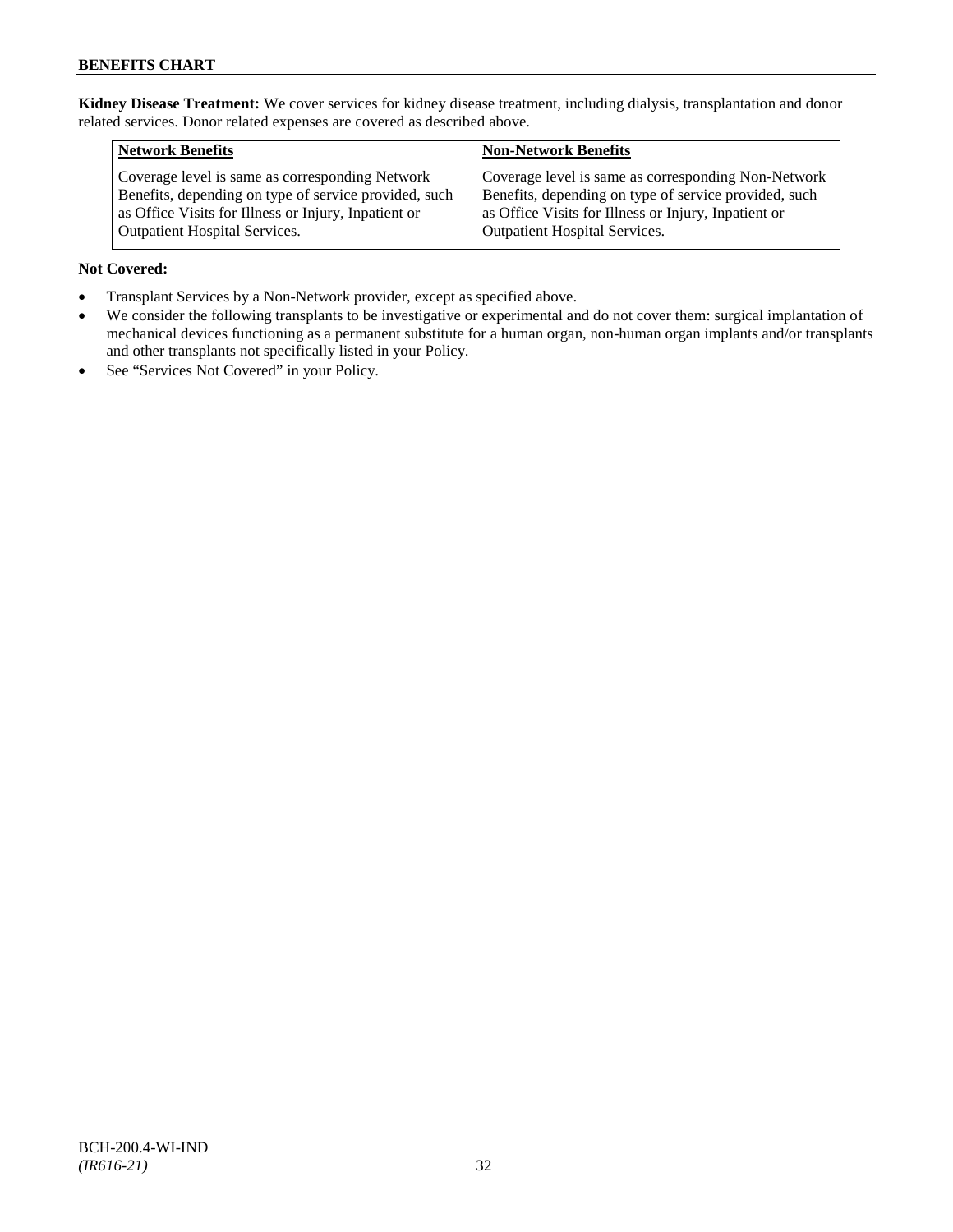**Kidney Disease Treatment:** We cover services for kidney disease treatment, including dialysis, transplantation and donor related services. Donor related expenses are covered as described above.

| Network Benefits | Non-Network Benefits |
|---|---|
| Coverage level is same as corresponding Network Benefits, depending on type of service provided, such as Office Visits for Illness or Injury, Inpatient or Outpatient Hospital Services. | Coverage level is same as corresponding Non-Network Benefits, depending on type of service provided, such as Office Visits for Illness or Injury, Inpatient or Outpatient Hospital Services. |

**Not Covered:**

- Transplant Services by a Non-Network provider, except as specified above.
- We consider the following transplants to be investigative or experimental and do not cover them: surgical implantation of mechanical devices functioning as a permanent substitute for a human organ, non-human organ implants and/or transplants and other transplants not specifically listed in your Policy.
- See "Services Not Covered" in your Policy.

BCH-200.4-WI-IND
*(IR616-21)*